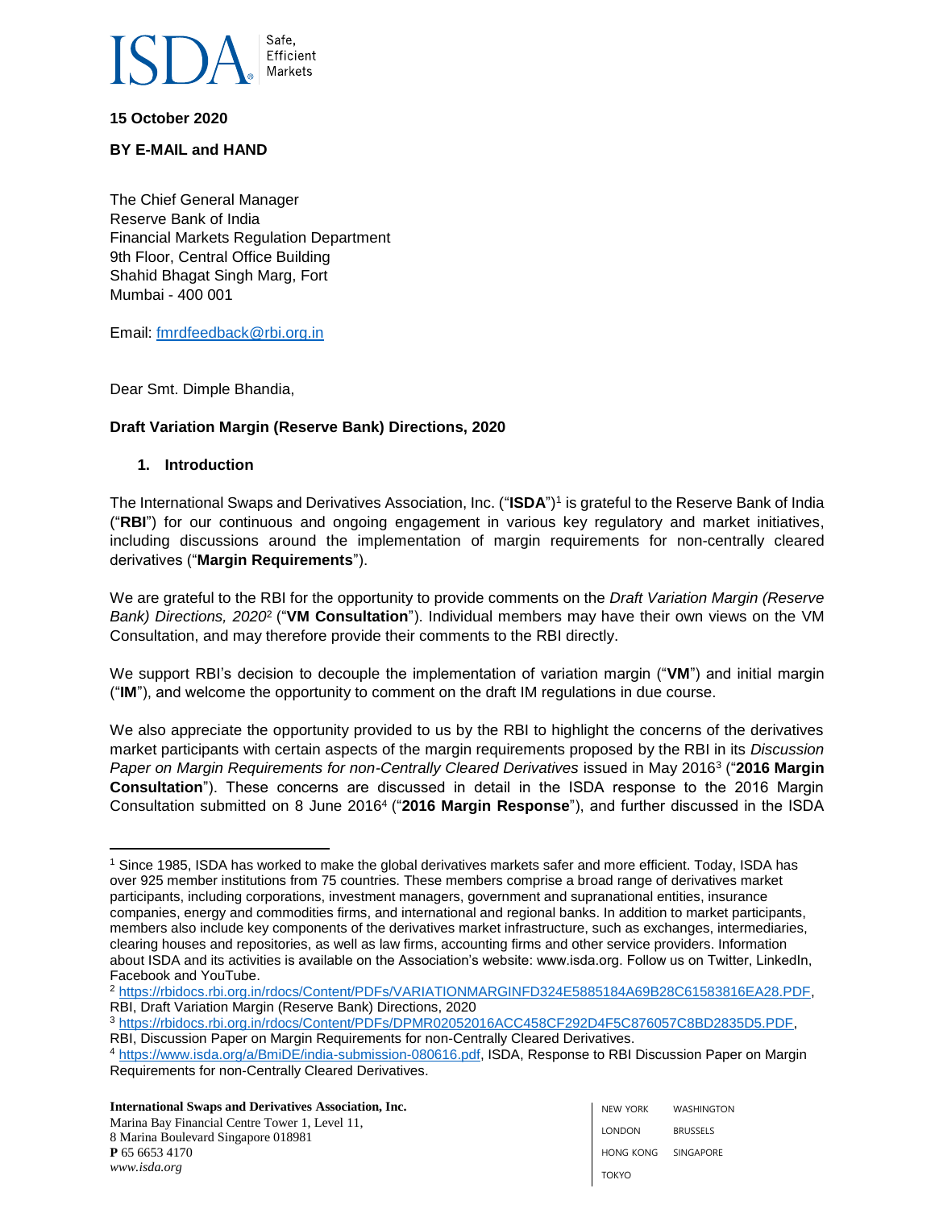**15 October 2020**

**BY E-MAIL and HAND**

The Chief General Manager
Reserve Bank of India
Financial Markets Regulation Department
9th Floor, Central Office Building
Shahid Bhagat Singh Marg, Fort
Mumbai - 400 001

Email: fmrdfeedback@rbi.org.in

Dear Smt. Dimple Bhandia,

**Draft Variation Margin (Reserve Bank) Directions, 2020**

## 1. Introduction

The International Swaps and Derivatives Association, Inc. ("**ISDA**")[1] is grateful to the Reserve Bank of India ("**RBI**") for our continuous and ongoing engagement in various key regulatory and market initiatives, including discussions around the implementation of margin requirements for non-centrally cleared derivatives ("**Margin Requirements**").

We are grateful to the RBI for the opportunity to provide comments on the *Draft Variation Margin (Reserve Bank) Directions, 2020*[2] ("**VM Consultation**"). Individual members may have their own views on the VM Consultation, and may therefore provide their comments to the RBI directly.

We support RBI's decision to decouple the implementation of variation margin ("**VM**") and initial margin ("**IM**"), and welcome the opportunity to comment on the draft IM regulations in due course.

We also appreciate the opportunity provided to us by the RBI to highlight the concerns of the derivatives market participants with certain aspects of the margin requirements proposed by the RBI in its *Discussion Paper on Margin Requirements for non-Centrally Cleared Derivatives* issued in May 2016[3] ("**2016 Margin Consultation**"). These concerns are discussed in detail in the ISDA response to the 2016 Margin Consultation submitted on 8 June 2016[4] ("**2016 Margin Response**"), and further discussed in the ISDA

---

[1] Since 1985, ISDA has worked to make the global derivatives markets safer and more efficient. Today, ISDA has over 925 member institutions from 75 countries. These members comprise a broad range of derivatives market participants, including corporations, investment managers, government and supranational entities, insurance companies, energy and commodities firms, and international and regional banks. In addition to market participants, members also include key components of the derivatives market infrastructure, such as exchanges, intermediaries, clearing houses and repositories, as well as law firms, accounting firms and other service providers. Information about ISDA and its activities is available on the Association's website: www.isda.org. Follow us on Twitter, LinkedIn, Facebook and YouTube.

[2] https://rbidocs.rbi.org.in/rdocs/Content/PDFs/VARIATIONMARGINFD324E5885184A69B28C61583816EA28.PDF, RBI, Draft Variation Margin (Reserve Bank) Directions, 2020

[3] https://rbidocs.rbi.org.in/rdocs/Content/PDFs/DPMR02052016ACC458CF292D4F5C876057C8BD2835D5.PDF, RBI, Discussion Paper on Margin Requirements for non-Centrally Cleared Derivatives.

[4] https://www.isda.org/a/BmiDE/india-submission-080616.pdf, ISDA, Response to RBI Discussion Paper on Margin Requirements for non-Centrally Cleared Derivatives.

**International Swaps and Derivatives Association, Inc.**
Marina Bay Financial Centre Tower 1, Level 11,
8 Marina Boulevard Singapore 018981
**P** 65 6653 4170
*www.isda.org*

NEW YORK WASHINGTON
LONDON BRUSSELS
HONG KONG SINGAPORE
TOKYO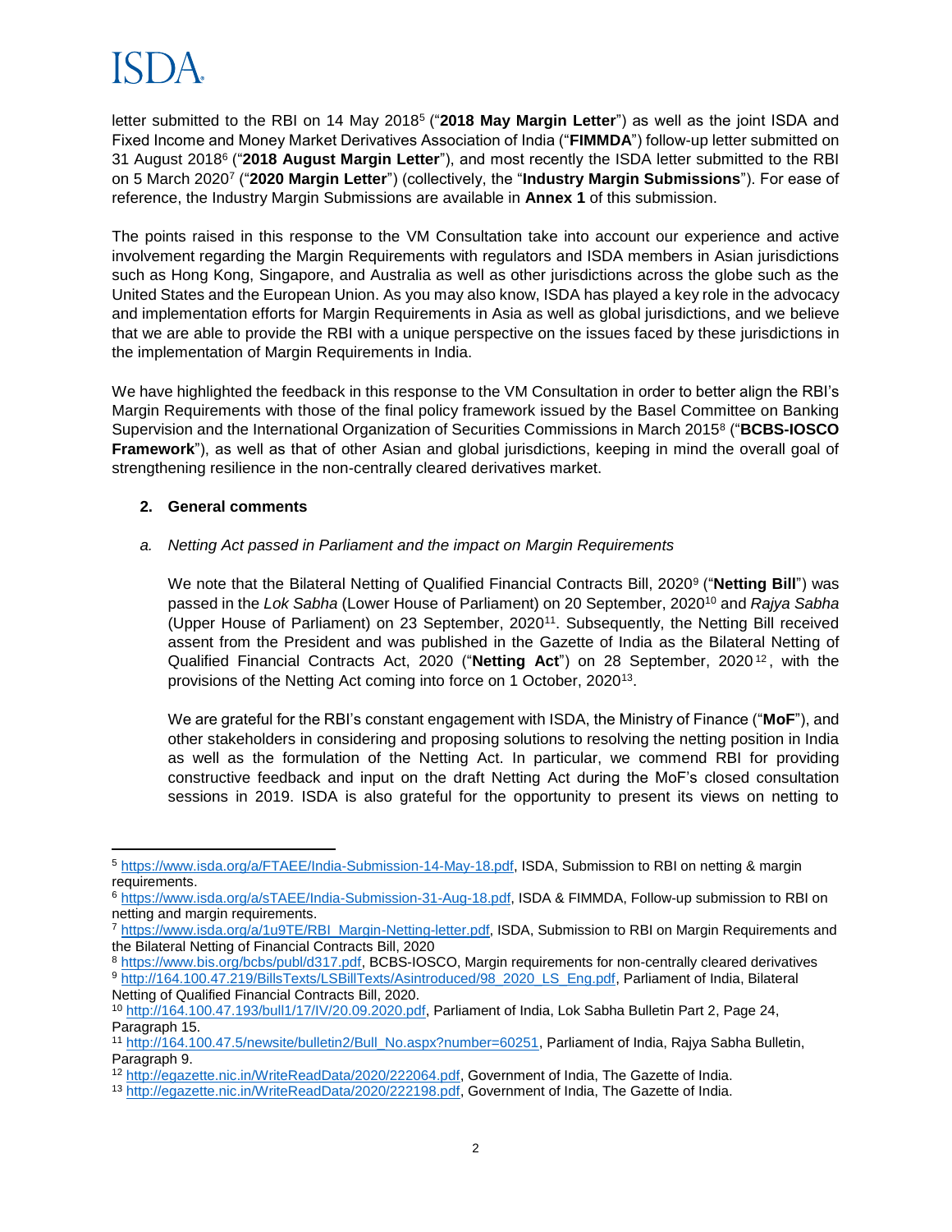letter submitted to the RBI on 14 May 2018[5] ("**2018 May Margin Letter**") as well as the joint ISDA and Fixed Income and Money Market Derivatives Association of India ("**FIMMDA**") follow-up letter submitted on 31 August 2018[6] ("**2018 August Margin Letter**"), and most recently the ISDA letter submitted to the RBI on 5 March 2020[7] ("**2020 Margin Letter**") (collectively, the "**Industry Margin Submissions**"). For ease of reference, the Industry Margin Submissions are available in **Annex 1** of this submission.

The points raised in this response to the VM Consultation take into account our experience and active involvement regarding the Margin Requirements with regulators and ISDA members in Asian jurisdictions such as Hong Kong, Singapore, and Australia as well as other jurisdictions across the globe such as the United States and the European Union. As you may also know, ISDA has played a key role in the advocacy and implementation efforts for Margin Requirements in Asia as well as global jurisdictions, and we believe that we are able to provide the RBI with a unique perspective on the issues faced by these jurisdictions in the implementation of Margin Requirements in India.

We have highlighted the feedback in this response to the VM Consultation in order to better align the RBI's Margin Requirements with those of the final policy framework issued by the Basel Committee on Banking Supervision and the International Organization of Securities Commissions in March 2015[8] ("**BCBS-IOSCO Framework**"), as well as that of other Asian and global jurisdictions, keeping in mind the overall goal of strengthening resilience in the non-centrally cleared derivatives market.

## 2. General comments

### *a. Netting Act passed in Parliament and the impact on Margin Requirements*

We note that the Bilateral Netting of Qualified Financial Contracts Bill, 2020[9] ("**Netting Bill**") was passed in the *Lok Sabha* (Lower House of Parliament) on 20 September, 2020[10] and *Rajya Sabha* (Upper House of Parliament) on 23 September, 2020[11]. Subsequently, the Netting Bill received assent from the President and was published in the Gazette of India as the Bilateral Netting of Qualified Financial Contracts Act, 2020 ("**Netting Act**") on 28 September, 2020[12], with the provisions of the Netting Act coming into force on 1 October, 2020[13].

We are grateful for the RBI's constant engagement with ISDA, the Ministry of Finance ("**MoF**"), and other stakeholders in considering and proposing solutions to resolving the netting position in India as well as the formulation of the Netting Act. In particular, we commend RBI for providing constructive feedback and input on the draft Netting Act during the MoF's closed consultation sessions in 2019. ISDA is also grateful for the opportunity to present its views on netting to

---

[5] https://www.isda.org/a/FTAEE/India-Submission-14-May-18.pdf, ISDA, Submission to RBI on netting & margin requirements.

[6] https://www.isda.org/a/sTAEE/India-Submission-31-Aug-18.pdf, ISDA & FIMMDA, Follow-up submission to RBI on netting and margin requirements.

[7] https://www.isda.org/a/1u9TE/RBI_Margin-Netting-letter.pdf, ISDA, Submission to RBI on Margin Requirements and the Bilateral Netting of Financial Contracts Bill, 2020

[8] https://www.bis.org/bcbs/publ/d317.pdf, BCBS-IOSCO, Margin requirements for non-centrally cleared derivatives

[9] http://164.100.47.219/BillsTexts/LSBillTexts/Asintroduced/98_2020_LS_Eng.pdf, Parliament of India, Bilateral Netting of Qualified Financial Contracts Bill, 2020.

[10] http://164.100.47.193/bull1/17/IV/20.09.2020.pdf, Parliament of India, Lok Sabha Bulletin Part 2, Page 24, Paragraph 15.

[11] http://164.100.47.5/newsite/bulletin2/Bull_No.aspx?number=60251, Parliament of India, Rajya Sabha Bulletin, Paragraph 9.

[12] http://egazette.nic.in/WriteReadData/2020/222064.pdf, Government of India, The Gazette of India.

[13] http://egazette.nic.in/WriteReadData/2020/222198.pdf, Government of India, The Gazette of India.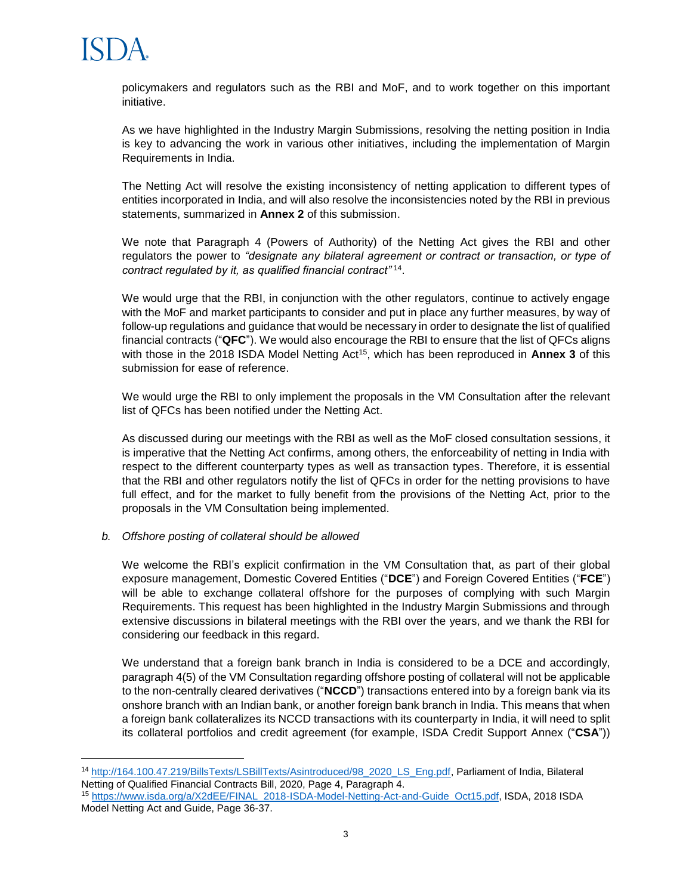policymakers and regulators such as the RBI and MoF, and to work together on this important initiative.

As we have highlighted in the Industry Margin Submissions, resolving the netting position in India is key to advancing the work in various other initiatives, including the implementation of Margin Requirements in India.

The Netting Act will resolve the existing inconsistency of netting application to different types of entities incorporated in India, and will also resolve the inconsistencies noted by the RBI in previous statements, summarized in **Annex 2** of this submission.

We note that Paragraph 4 (Powers of Authority) of the Netting Act gives the RBI and other regulators the power to *"designate any bilateral agreement or contract or transaction, or type of contract regulated by it, as qualified financial contract"*[14].

We would urge that the RBI, in conjunction with the other regulators, continue to actively engage with the MoF and market participants to consider and put in place any further measures, by way of follow-up regulations and guidance that would be necessary in order to designate the list of qualified financial contracts ("**QFC**"). We would also encourage the RBI to ensure that the list of QFCs aligns with those in the 2018 ISDA Model Netting Act[15], which has been reproduced in **Annex 3** of this submission for ease of reference.

We would urge the RBI to only implement the proposals in the VM Consultation after the relevant list of QFCs has been notified under the Netting Act.

As discussed during our meetings with the RBI as well as the MoF closed consultation sessions, it is imperative that the Netting Act confirms, among others, the enforceability of netting in India with respect to the different counterparty types as well as transaction types. Therefore, it is essential that the RBI and other regulators notify the list of QFCs in order for the netting provisions to have full effect, and for the market to fully benefit from the provisions of the Netting Act, prior to the proposals in the VM Consultation being implemented.

*b. Offshore posting of collateral should be allowed*

We welcome the RBI's explicit confirmation in the VM Consultation that, as part of their global exposure management, Domestic Covered Entities ("**DCE**") and Foreign Covered Entities ("**FCE**") will be able to exchange collateral offshore for the purposes of complying with such Margin Requirements. This request has been highlighted in the Industry Margin Submissions and through extensive discussions in bilateral meetings with the RBI over the years, and we thank the RBI for considering our feedback in this regard.

We understand that a foreign bank branch in India is considered to be a DCE and accordingly, paragraph 4(5) of the VM Consultation regarding offshore posting of collateral will not be applicable to the non-centrally cleared derivatives ("**NCCD**") transactions entered into by a foreign bank via its onshore branch with an Indian bank, or another foreign bank branch in India. This means that when a foreign bank collateralizes its NCCD transactions with its counterparty in India, it will need to split its collateral portfolios and credit agreement (for example, ISDA Credit Support Annex ("**CSA**"))

[14] http://164.100.47.219/BillsTexts/LSBillTexts/Asintroduced/98_2020_LS_Eng.pdf, Parliament of India, Bilateral Netting of Qualified Financial Contracts Bill, 2020, Page 4, Paragraph 4.

[15] https://www.isda.org/a/X2dEE/FINAL_2018-ISDA-Model-Netting-Act-and-Guide_Oct15.pdf, ISDA, 2018 ISDA Model Netting Act and Guide, Page 36-37.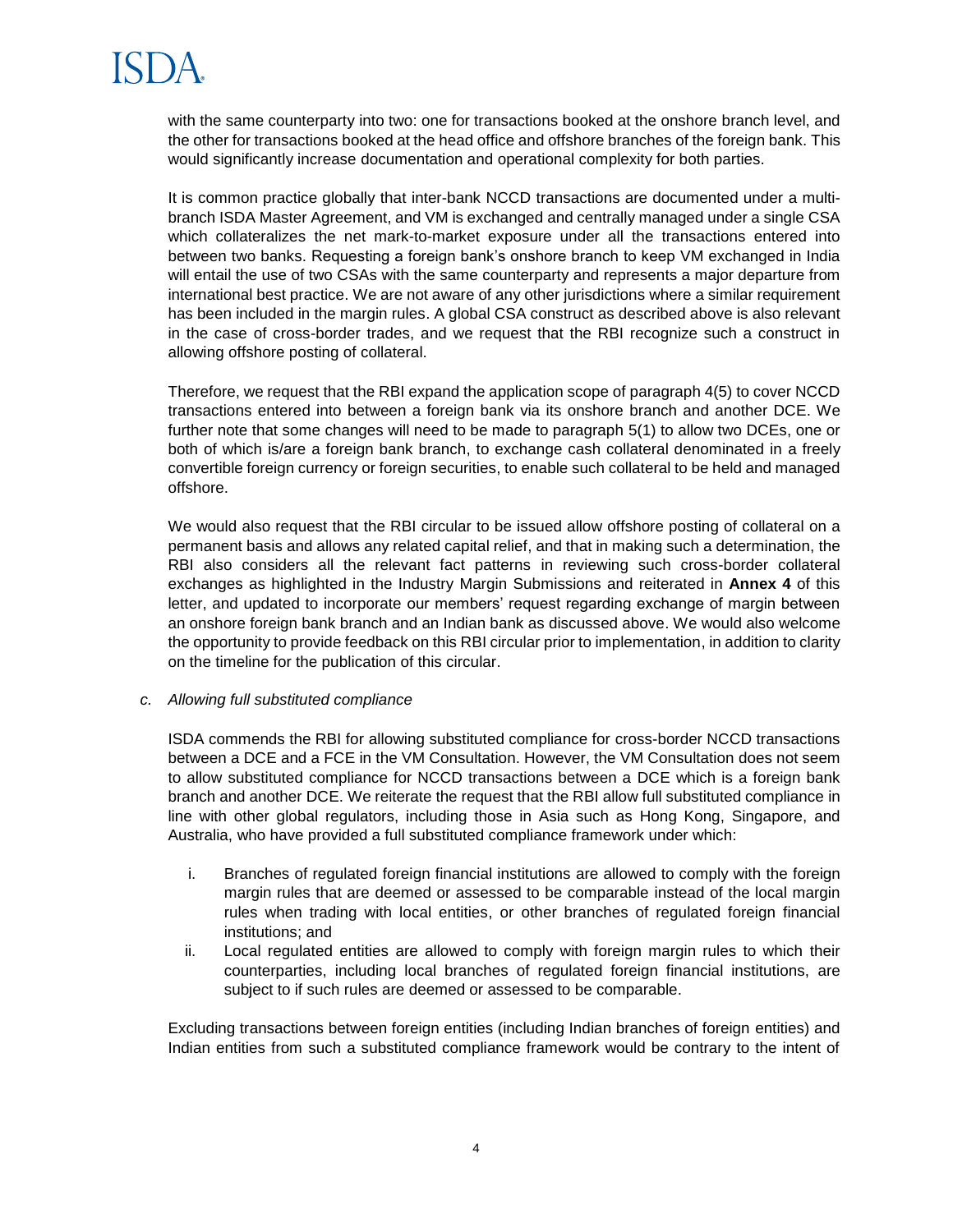with the same counterparty into two: one for transactions booked at the onshore branch level, and the other for transactions booked at the head office and offshore branches of the foreign bank. This would significantly increase documentation and operational complexity for both parties.

It is common practice globally that inter-bank NCCD transactions are documented under a multi-branch ISDA Master Agreement, and VM is exchanged and centrally managed under a single CSA which collateralizes the net mark-to-market exposure under all the transactions entered into between two banks. Requesting a foreign bank's onshore branch to keep VM exchanged in India will entail the use of two CSAs with the same counterparty and represents a major departure from international best practice. We are not aware of any other jurisdictions where a similar requirement has been included in the margin rules. A global CSA construct as described above is also relevant in the case of cross-border trades, and we request that the RBI recognize such a construct in allowing offshore posting of collateral.

Therefore, we request that the RBI expand the application scope of paragraph 4(5) to cover NCCD transactions entered into between a foreign bank via its onshore branch and another DCE. We further note that some changes will need to be made to paragraph 5(1) to allow two DCEs, one or both of which is/are a foreign bank branch, to exchange cash collateral denominated in a freely convertible foreign currency or foreign securities, to enable such collateral to be held and managed offshore.

We would also request that the RBI circular to be issued allow offshore posting of collateral on a permanent basis and allows any related capital relief, and that in making such a determination, the RBI also considers all the relevant fact patterns in reviewing such cross-border collateral exchanges as highlighted in the Industry Margin Submissions and reiterated in **Annex 4** of this letter, and updated to incorporate our members' request regarding exchange of margin between an onshore foreign bank branch and an Indian bank as discussed above. We would also welcome the opportunity to provide feedback on this RBI circular prior to implementation, in addition to clarity on the timeline for the publication of this circular.

c. *Allowing full substituted compliance*

ISDA commends the RBI for allowing substituted compliance for cross-border NCCD transactions between a DCE and a FCE in the VM Consultation. However, the VM Consultation does not seem to allow substituted compliance for NCCD transactions between a DCE which is a foreign bank branch and another DCE. We reiterate the request that the RBI allow full substituted compliance in line with other global regulators, including those in Asia such as Hong Kong, Singapore, and Australia, who have provided a full substituted compliance framework under which:

i. Branches of regulated foreign financial institutions are allowed to comply with the foreign margin rules that are deemed or assessed to be comparable instead of the local margin rules when trading with local entities, or other branches of regulated foreign financial institutions; and
ii. Local regulated entities are allowed to comply with foreign margin rules to which their counterparties, including local branches of regulated foreign financial institutions, are subject to if such rules are deemed or assessed to be comparable.

Excluding transactions between foreign entities (including Indian branches of foreign entities) and Indian entities from such a substituted compliance framework would be contrary to the intent of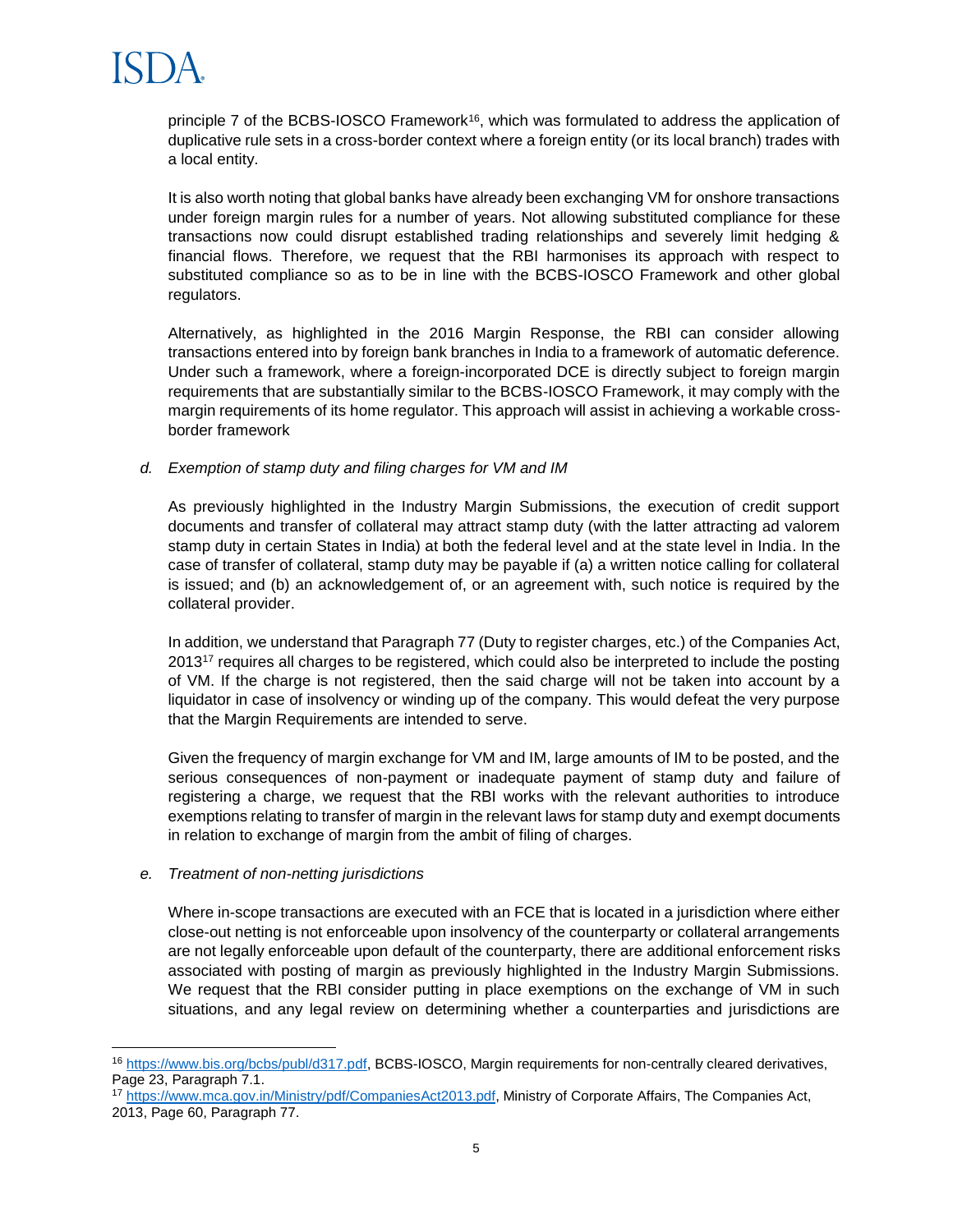principle 7 of the BCBS-IOSCO Framework[16], which was formulated to address the application of duplicative rule sets in a cross-border context where a foreign entity (or its local branch) trades with a local entity.

It is also worth noting that global banks have already been exchanging VM for onshore transactions under foreign margin rules for a number of years. Not allowing substituted compliance for these transactions now could disrupt established trading relationships and severely limit hedging & financial flows. Therefore, we request that the RBI harmonises its approach with respect to substituted compliance so as to be in line with the BCBS-IOSCO Framework and other global regulators.

Alternatively, as highlighted in the 2016 Margin Response, the RBI can consider allowing transactions entered into by foreign bank branches in India to a framework of automatic deference. Under such a framework, where a foreign-incorporated DCE is directly subject to foreign margin requirements that are substantially similar to the BCBS-IOSCO Framework, it may comply with the margin requirements of its home regulator. This approach will assist in achieving a workable cross-border framework

*d. Exemption of stamp duty and filing charges for VM and IM*

As previously highlighted in the Industry Margin Submissions, the execution of credit support documents and transfer of collateral may attract stamp duty (with the latter attracting ad valorem stamp duty in certain States in India) at both the federal level and at the state level in India. In the case of transfer of collateral, stamp duty may be payable if (a) a written notice calling for collateral is issued; and (b) an acknowledgement of, or an agreement with, such notice is required by the collateral provider.

In addition, we understand that Paragraph 77 (Duty to register charges, etc.) of the Companies Act, 2013[17] requires all charges to be registered, which could also be interpreted to include the posting of VM. If the charge is not registered, then the said charge will not be taken into account by a liquidator in case of insolvency or winding up of the company. This would defeat the very purpose that the Margin Requirements are intended to serve.

Given the frequency of margin exchange for VM and IM, large amounts of IM to be posted, and the serious consequences of non-payment or inadequate payment of stamp duty and failure of registering a charge, we request that the RBI works with the relevant authorities to introduce exemptions relating to transfer of margin in the relevant laws for stamp duty and exempt documents in relation to exchange of margin from the ambit of filing of charges.

*e. Treatment of non-netting jurisdictions*

Where in-scope transactions are executed with an FCE that is located in a jurisdiction where either close-out netting is not enforceable upon insolvency of the counterparty or collateral arrangements are not legally enforceable upon default of the counterparty, there are additional enforcement risks associated with posting of margin as previously highlighted in the Industry Margin Submissions. We request that the RBI consider putting in place exemptions on the exchange of VM in such situations, and any legal review on determining whether a counterparties and jurisdictions are

[16] https://www.bis.org/bcbs/publ/d317.pdf, BCBS-IOSCO, Margin requirements for non-centrally cleared derivatives, Page 23, Paragraph 7.1.

[17] https://www.mca.gov.in/Ministry/pdf/CompaniesAct2013.pdf, Ministry of Corporate Affairs, The Companies Act, 2013, Page 60, Paragraph 77.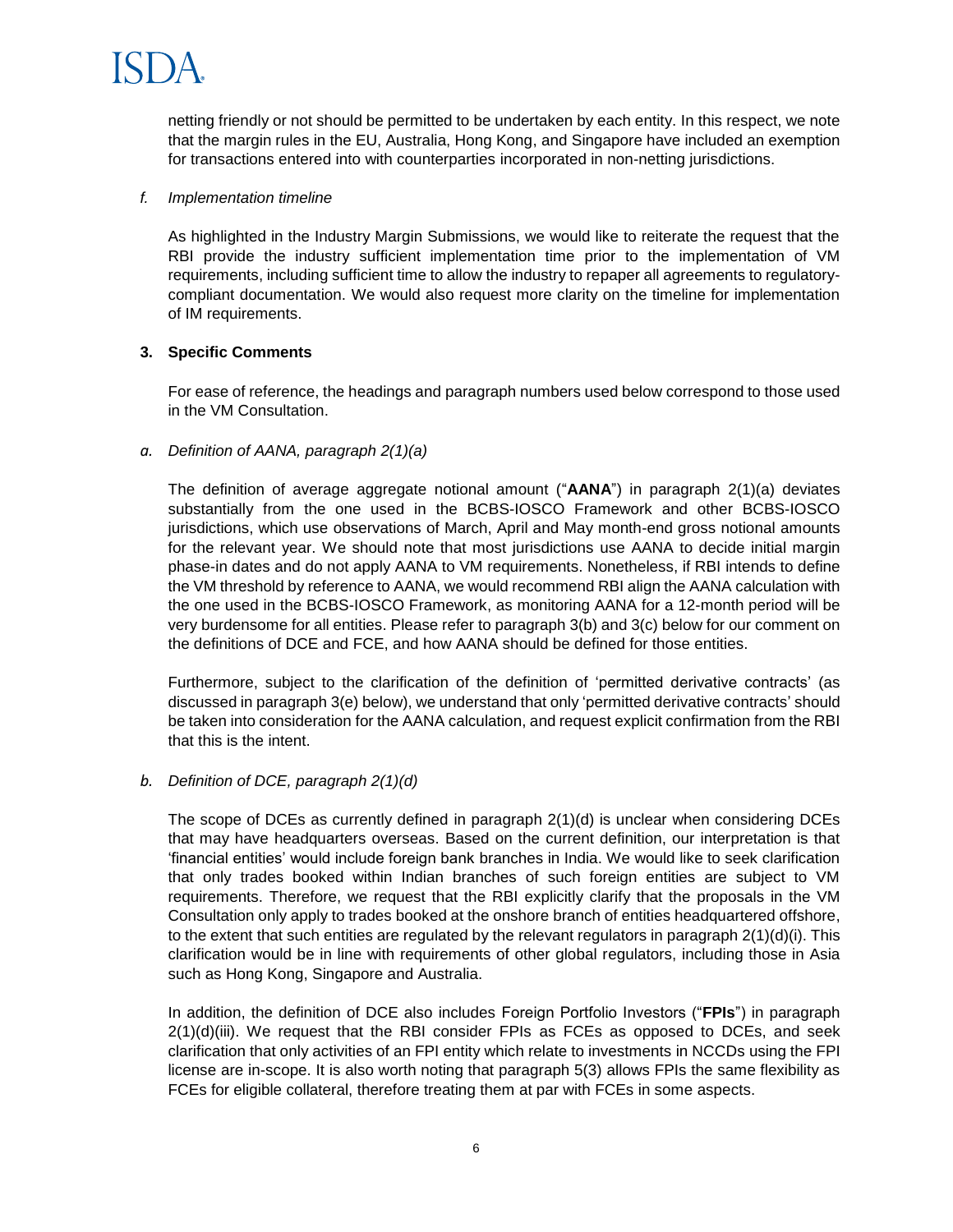netting friendly or not should be permitted to be undertaken by each entity. In this respect, we note that the margin rules in the EU, Australia, Hong Kong, and Singapore have included an exemption for transactions entered into with counterparties incorporated in non-netting jurisdictions.

*f. Implementation timeline*

As highlighted in the Industry Margin Submissions, we would like to reiterate the request that the RBI provide the industry sufficient implementation time prior to the implementation of VM requirements, including sufficient time to allow the industry to repaper all agreements to regulatory-compliant documentation. We would also request more clarity on the timeline for implementation of IM requirements.

## 3. Specific Comments

For ease of reference, the headings and paragraph numbers used below correspond to those used in the VM Consultation.

*a. Definition of AANA, paragraph 2(1)(a)*

The definition of average aggregate notional amount ("**AANA**") in paragraph 2(1)(a) deviates substantially from the one used in the BCBS-IOSCO Framework and other BCBS-IOSCO jurisdictions, which use observations of March, April and May month-end gross notional amounts for the relevant year. We should note that most jurisdictions use AANA to decide initial margin phase-in dates and do not apply AANA to VM requirements. Nonetheless, if RBI intends to define the VM threshold by reference to AANA, we would recommend RBI align the AANA calculation with the one used in the BCBS-IOSCO Framework, as monitoring AANA for a 12-month period will be very burdensome for all entities. Please refer to paragraph 3(b) and 3(c) below for our comment on the definitions of DCE and FCE, and how AANA should be defined for those entities.

Furthermore, subject to the clarification of the definition of 'permitted derivative contracts' (as discussed in paragraph 3(e) below), we understand that only 'permitted derivative contracts' should be taken into consideration for the AANA calculation, and request explicit confirmation from the RBI that this is the intent.

*b. Definition of DCE, paragraph 2(1)(d)*

The scope of DCEs as currently defined in paragraph 2(1)(d) is unclear when considering DCEs that may have headquarters overseas. Based on the current definition, our interpretation is that 'financial entities' would include foreign bank branches in India. We would like to seek clarification that only trades booked within Indian branches of such foreign entities are subject to VM requirements. Therefore, we request that the RBI explicitly clarify that the proposals in the VM Consultation only apply to trades booked at the onshore branch of entities headquartered offshore, to the extent that such entities are regulated by the relevant regulators in paragraph 2(1)(d)(i). This clarification would be in line with requirements of other global regulators, including those in Asia such as Hong Kong, Singapore and Australia.

In addition, the definition of DCE also includes Foreign Portfolio Investors ("**FPIs**") in paragraph 2(1)(d)(iii). We request that the RBI consider FPIs as FCEs as opposed to DCEs, and seek clarification that only activities of an FPI entity which relate to investments in NCCDs using the FPI license are in-scope. It is also worth noting that paragraph 5(3) allows FPIs the same flexibility as FCEs for eligible collateral, therefore treating them at par with FCEs in some aspects.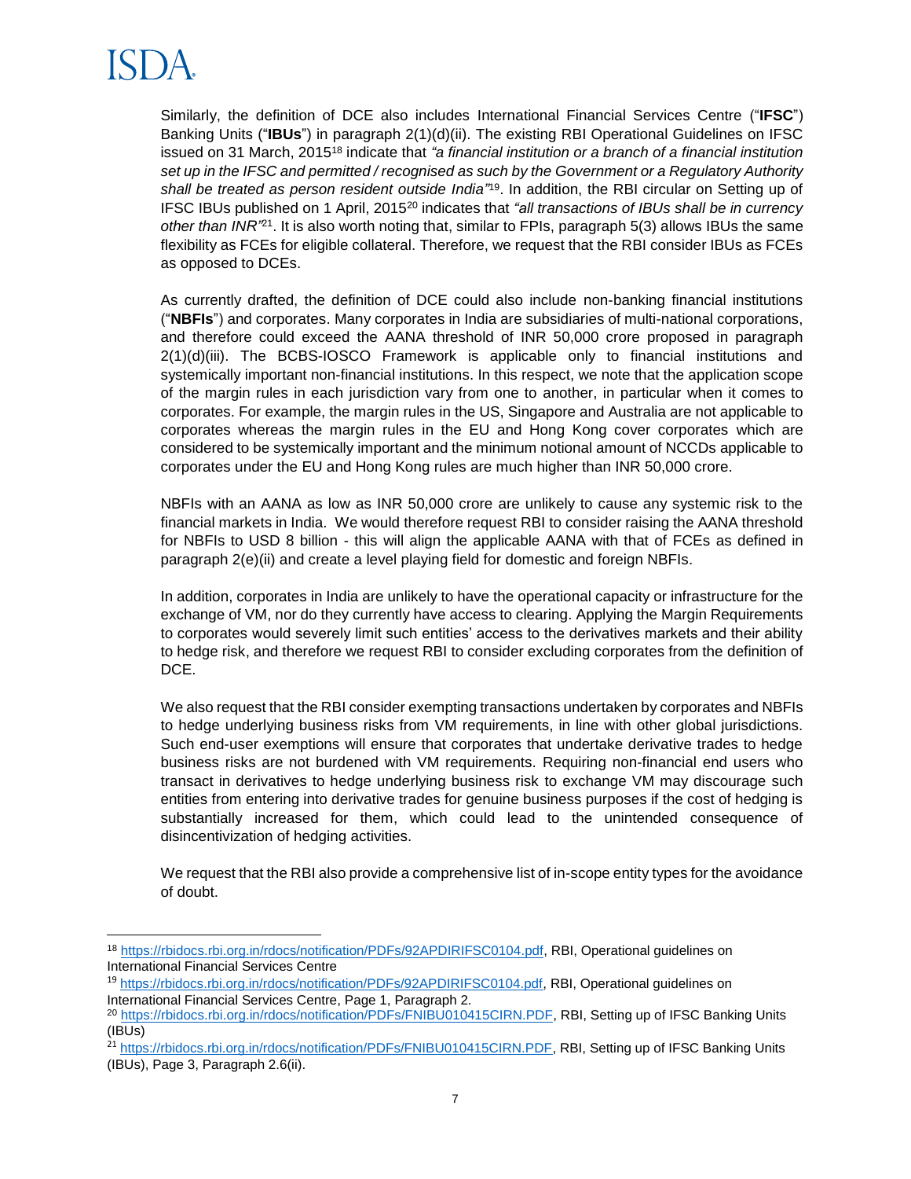Similarly, the definition of DCE also includes International Financial Services Centre ("**IFSC**") Banking Units ("**IBUs**") in paragraph 2(1)(d)(ii). The existing RBI Operational Guidelines on IFSC issued on 31 March, 2015[18] indicate that *"a financial institution or a branch of a financial institution set up in the IFSC and permitted / recognised as such by the Government or a Regulatory Authority shall be treated as person resident outside India"*[19]. In addition, the RBI circular on Setting up of IFSC IBUs published on 1 April, 2015[20] indicates that *"all transactions of IBUs shall be in currency other than INR"*[21]. It is also worth noting that, similar to FPIs, paragraph 5(3) allows IBUs the same flexibility as FCEs for eligible collateral. Therefore, we request that the RBI consider IBUs as FCEs as opposed to DCEs.

As currently drafted, the definition of DCE could also include non-banking financial institutions ("**NBFIs**") and corporates. Many corporates in India are subsidiaries of multi-national corporations, and therefore could exceed the AANA threshold of INR 50,000 crore proposed in paragraph 2(1)(d)(iii). The BCBS-IOSCO Framework is applicable only to financial institutions and systemically important non-financial institutions. In this respect, we note that the application scope of the margin rules in each jurisdiction vary from one to another, in particular when it comes to corporates. For example, the margin rules in the US, Singapore and Australia are not applicable to corporates whereas the margin rules in the EU and Hong Kong cover corporates which are considered to be systemically important and the minimum notional amount of NCCDs applicable to corporates under the EU and Hong Kong rules are much higher than INR 50,000 crore.

NBFIs with an AANA as low as INR 50,000 crore are unlikely to cause any systemic risk to the financial markets in India. We would therefore request RBI to consider raising the AANA threshold for NBFIs to USD 8 billion - this will align the applicable AANA with that of FCEs as defined in paragraph 2(e)(ii) and create a level playing field for domestic and foreign NBFIs.

In addition, corporates in India are unlikely to have the operational capacity or infrastructure for the exchange of VM, nor do they currently have access to clearing. Applying the Margin Requirements to corporates would severely limit such entities' access to the derivatives markets and their ability to hedge risk, and therefore we request RBI to consider excluding corporates from the definition of DCE.

We also request that the RBI consider exempting transactions undertaken by corporates and NBFIs to hedge underlying business risks from VM requirements, in line with other global jurisdictions. Such end-user exemptions will ensure that corporates that undertake derivative trades to hedge business risks are not burdened with VM requirements. Requiring non-financial end users who transact in derivatives to hedge underlying business risk to exchange VM may discourage such entities from entering into derivative trades for genuine business purposes if the cost of hedging is substantially increased for them, which could lead to the unintended consequence of disincentivization of hedging activities.

We request that the RBI also provide a comprehensive list of in-scope entity types for the avoidance of doubt.

---

[18] https://rbidocs.rbi.org.in/rdocs/notification/PDFs/92APDIRIFSC0104.pdf, RBI, Operational guidelines on International Financial Services Centre

[19] https://rbidocs.rbi.org.in/rdocs/notification/PDFs/92APDIRIFSC0104.pdf, RBI, Operational guidelines on International Financial Services Centre, Page 1, Paragraph 2.

[20] https://rbidocs.rbi.org.in/rdocs/notification/PDFs/FNIBU010415CIRN.PDF, RBI, Setting up of IFSC Banking Units (IBUs)

[21] https://rbidocs.rbi.org.in/rdocs/notification/PDFs/FNIBU010415CIRN.PDF, RBI, Setting up of IFSC Banking Units (IBUs), Page 3, Paragraph 2.6(ii).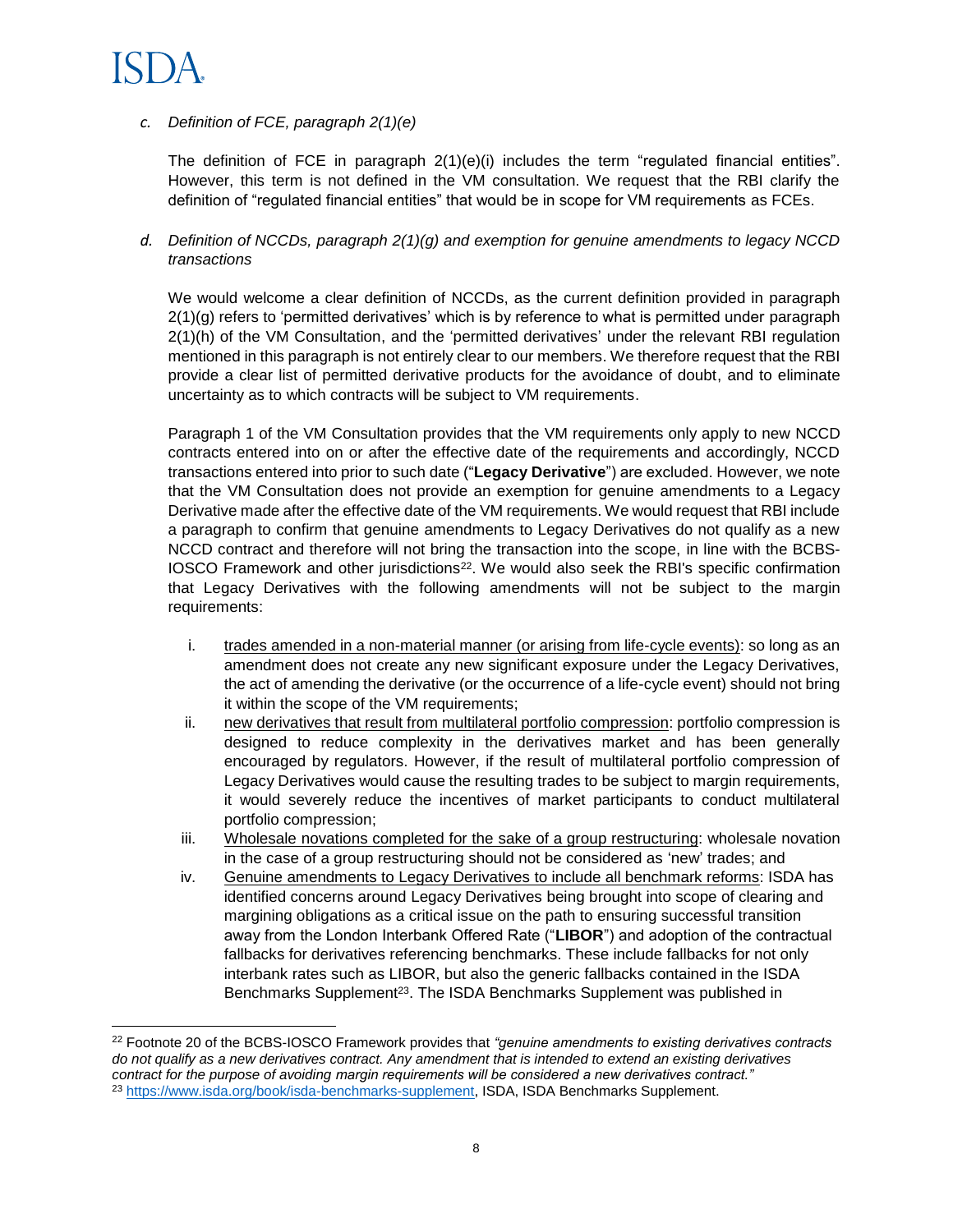*c. Definition of FCE, paragraph 2(1)(e)*

The definition of FCE in paragraph 2(1)(e)(i) includes the term "regulated financial entities". However, this term is not defined in the VM consultation. We request that the RBI clarify the definition of "regulated financial entities" that would be in scope for VM requirements as FCEs.

*d. Definition of NCCDs, paragraph 2(1)(g) and exemption for genuine amendments to legacy NCCD transactions*

We would welcome a clear definition of NCCDs, as the current definition provided in paragraph 2(1)(g) refers to 'permitted derivatives' which is by reference to what is permitted under paragraph 2(1)(h) of the VM Consultation, and the 'permitted derivatives' under the relevant RBI regulation mentioned in this paragraph is not entirely clear to our members. We therefore request that the RBI provide a clear list of permitted derivative products for the avoidance of doubt, and to eliminate uncertainty as to which contracts will be subject to VM requirements.

Paragraph 1 of the VM Consultation provides that the VM requirements only apply to new NCCD contracts entered into on or after the effective date of the requirements and accordingly, NCCD transactions entered into prior to such date ("**Legacy Derivative**") are excluded. However, we note that the VM Consultation does not provide an exemption for genuine amendments to a Legacy Derivative made after the effective date of the VM requirements. We would request that RBI include a paragraph to confirm that genuine amendments to Legacy Derivatives do not qualify as a new NCCD contract and therefore will not bring the transaction into the scope, in line with the BCBS-IOSCO Framework and other jurisdictions[22]. We would also seek the RBI's specific confirmation that Legacy Derivatives with the following amendments will not be subject to the margin requirements:

i. trades amended in a non-material manner (or arising from life-cycle events): so long as an amendment does not create any new significant exposure under the Legacy Derivatives, the act of amending the derivative (or the occurrence of a life-cycle event) should not bring it within the scope of the VM requirements;
ii. new derivatives that result from multilateral portfolio compression: portfolio compression is designed to reduce complexity in the derivatives market and has been generally encouraged by regulators. However, if the result of multilateral portfolio compression of Legacy Derivatives would cause the resulting trades to be subject to margin requirements, it would severely reduce the incentives of market participants to conduct multilateral portfolio compression;
iii. Wholesale novations completed for the sake of a group restructuring: wholesale novation in the case of a group restructuring should not be considered as 'new' trades; and
iv. Genuine amendments to Legacy Derivatives to include all benchmark reforms: ISDA has identified concerns around Legacy Derivatives being brought into scope of clearing and margining obligations as a critical issue on the path to ensuring successful transition away from the London Interbank Offered Rate ("**LIBOR**") and adoption of the contractual fallbacks for derivatives referencing benchmarks. These include fallbacks for not only interbank rates such as LIBOR, but also the generic fallbacks contained in the ISDA Benchmarks Supplement[23]. The ISDA Benchmarks Supplement was published in

---

[22] Footnote 20 of the BCBS-IOSCO Framework provides that *"genuine amendments to existing derivatives contracts do not qualify as a new derivatives contract. Any amendment that is intended to extend an existing derivatives contract for the purpose of avoiding margin requirements will be considered a new derivatives contract."*

[23] https://www.isda.org/book/isda-benchmarks-supplement, ISDA, ISDA Benchmarks Supplement.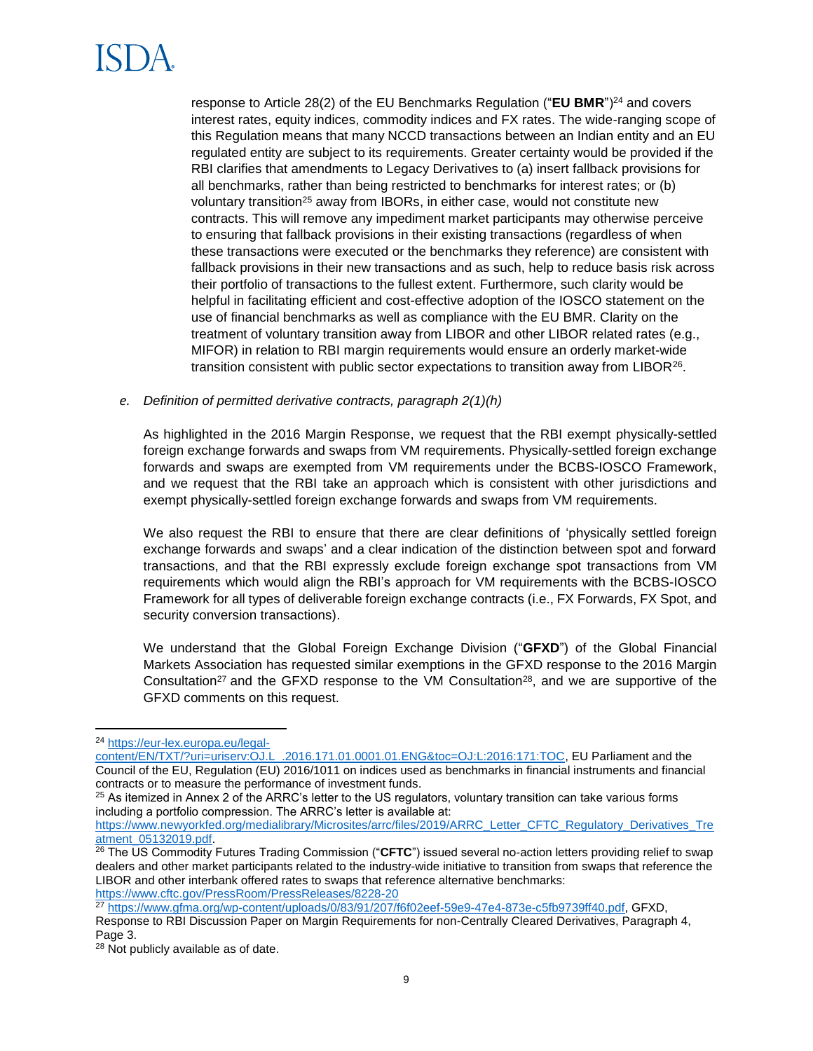response to Article 28(2) of the EU Benchmarks Regulation ("**EU BMR**")[24] and covers interest rates, equity indices, commodity indices and FX rates. The wide-ranging scope of this Regulation means that many NCCD transactions between an Indian entity and an EU regulated entity are subject to its requirements. Greater certainty would be provided if the RBI clarifies that amendments to Legacy Derivatives to (a) insert fallback provisions for all benchmarks, rather than being restricted to benchmarks for interest rates; or (b) voluntary transition[25] away from IBORs, in either case, would not constitute new contracts. This will remove any impediment market participants may otherwise perceive to ensuring that fallback provisions in their existing transactions (regardless of when these transactions were executed or the benchmarks they reference) are consistent with fallback provisions in their new transactions and as such, help to reduce basis risk across their portfolio of transactions to the fullest extent. Furthermore, such clarity would be helpful in facilitating efficient and cost-effective adoption of the IOSCO statement on the use of financial benchmarks as well as compliance with the EU BMR. Clarity on the treatment of voluntary transition away from LIBOR and other LIBOR related rates (e.g., MIFOR) in relation to RBI margin requirements would ensure an orderly market-wide transition consistent with public sector expectations to transition away from LIBOR[26].

*e. Definition of permitted derivative contracts, paragraph 2(1)(h)*

As highlighted in the 2016 Margin Response, we request that the RBI exempt physically-settled foreign exchange forwards and swaps from VM requirements. Physically-settled foreign exchange forwards and swaps are exempted from VM requirements under the BCBS-IOSCO Framework, and we request that the RBI take an approach which is consistent with other jurisdictions and exempt physically-settled foreign exchange forwards and swaps from VM requirements.

We also request the RBI to ensure that there are clear definitions of 'physically settled foreign exchange forwards and swaps' and a clear indication of the distinction between spot and forward transactions, and that the RBI expressly exclude foreign exchange spot transactions from VM requirements which would align the RBI's approach for VM requirements with the BCBS-IOSCO Framework for all types of deliverable foreign exchange contracts (i.e., FX Forwards, FX Spot, and security conversion transactions).

We understand that the Global Foreign Exchange Division ("**GFXD**") of the Global Financial Markets Association has requested similar exemptions in the GFXD response to the 2016 Margin Consultation[27] and the GFXD response to the VM Consultation[28], and we are supportive of the GFXD comments on this request.

---

[24] https://eur-lex.europa.eu/legal-content/EN/TXT/?uri=uriserv:OJ.L_.2016.171.01.0001.01.ENG&toc=OJ:L:2016:171:TOC, EU Parliament and the Council of the EU, Regulation (EU) 2016/1011 on indices used as benchmarks in financial instruments and financial contracts or to measure the performance of investment funds.

[25] As itemized in Annex 2 of the ARRC's letter to the US regulators, voluntary transition can take various forms including a portfolio compression. The ARRC's letter is available at: https://www.newyorkfed.org/medialibrary/Microsites/arrc/files/2019/ARRC_Letter_CFTC_Regulatory_Derivatives_Treatment_05132019.pdf.

[26] The US Commodity Futures Trading Commission ("**CFTC**") issued several no-action letters providing relief to swap dealers and other market participants related to the industry-wide initiative to transition from swaps that reference the LIBOR and other interbank offered rates to swaps that reference alternative benchmarks: https://www.cftc.gov/PressRoom/PressReleases/8228-20

[27] https://www.gfma.org/wp-content/uploads/0/83/91/207/f6f02eef-59e9-47e4-873e-c5fb9739ff40.pdf, GFXD, Response to RBI Discussion Paper on Margin Requirements for non-Centrally Cleared Derivatives, Paragraph 4, Page 3.

[28] Not publicly available as of date.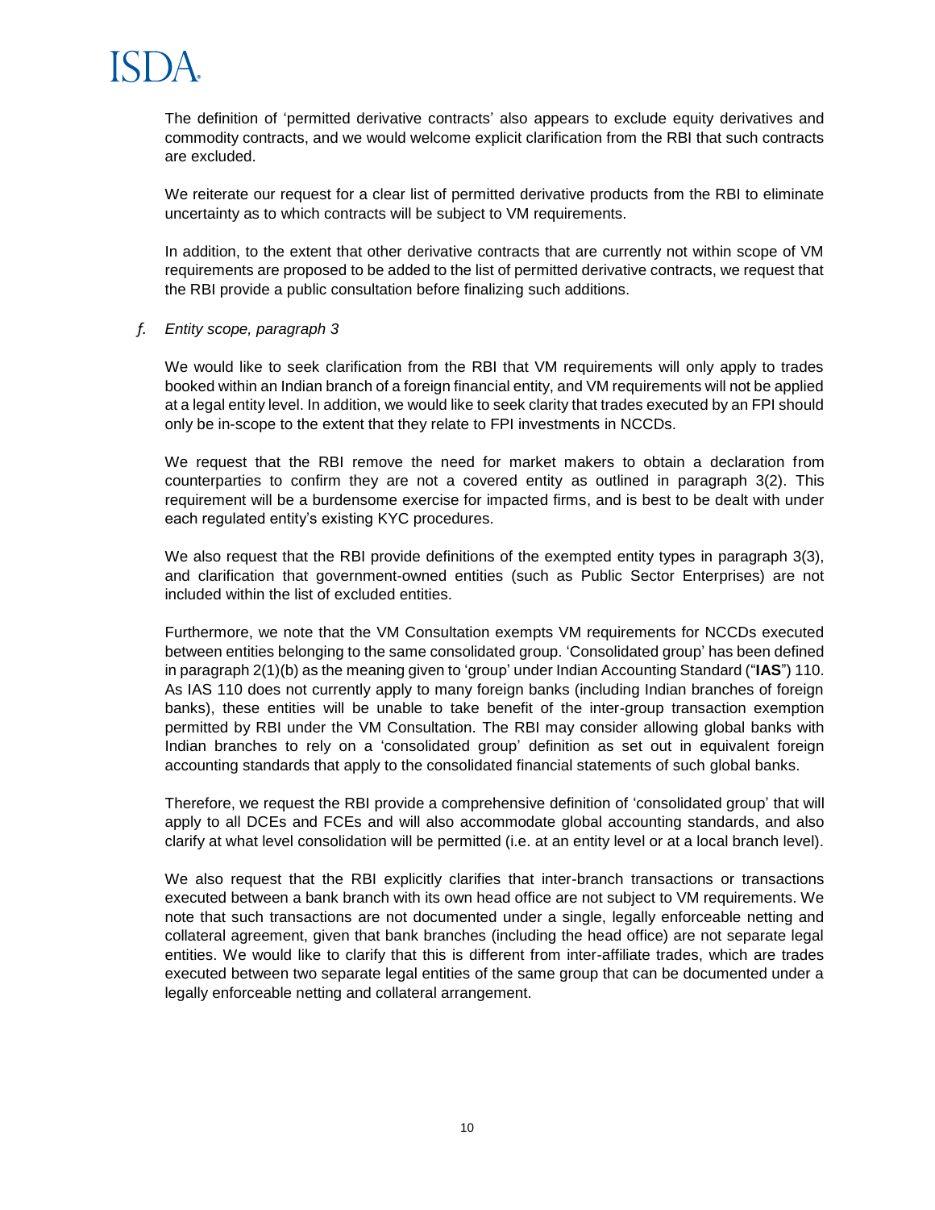The definition of 'permitted derivative contracts' also appears to exclude equity derivatives and commodity contracts, and we would welcome explicit clarification from the RBI that such contracts are excluded.

We reiterate our request for a clear list of permitted derivative products from the RBI to eliminate uncertainty as to which contracts will be subject to VM requirements.

In addition, to the extent that other derivative contracts that are currently not within scope of VM requirements are proposed to be added to the list of permitted derivative contracts, we request that the RBI provide a public consultation before finalizing such additions.

*f. Entity scope, paragraph 3*

We would like to seek clarification from the RBI that VM requirements will only apply to trades booked within an Indian branch of a foreign financial entity, and VM requirements will not be applied at a legal entity level. In addition, we would like to seek clarity that trades executed by an FPI should only be in-scope to the extent that they relate to FPI investments in NCCDs.

We request that the RBI remove the need for market makers to obtain a declaration from counterparties to confirm they are not a covered entity as outlined in paragraph 3(2). This requirement will be a burdensome exercise for impacted firms, and is best to be dealt with under each regulated entity's existing KYC procedures.

We also request that the RBI provide definitions of the exempted entity types in paragraph 3(3), and clarification that government-owned entities (such as Public Sector Enterprises) are not included within the list of excluded entities.

Furthermore, we note that the VM Consultation exempts VM requirements for NCCDs executed between entities belonging to the same consolidated group. 'Consolidated group' has been defined in paragraph 2(1)(b) as the meaning given to 'group' under Indian Accounting Standard ("**IAS**") 110. As IAS 110 does not currently apply to many foreign banks (including Indian branches of foreign banks), these entities will be unable to take benefit of the inter-group transaction exemption permitted by RBI under the VM Consultation. The RBI may consider allowing global banks with Indian branches to rely on a 'consolidated group' definition as set out in equivalent foreign accounting standards that apply to the consolidated financial statements of such global banks.

Therefore, we request the RBI provide a comprehensive definition of 'consolidated group' that will apply to all DCEs and FCEs and will also accommodate global accounting standards, and also clarify at what level consolidation will be permitted (i.e. at an entity level or at a local branch level).

We also request that the RBI explicitly clarifies that inter-branch transactions or transactions executed between a bank branch with its own head office are not subject to VM requirements. We note that such transactions are not documented under a single, legally enforceable netting and collateral agreement, given that bank branches (including the head office) are not separate legal entities. We would like to clarify that this is different from inter-affiliate trades, which are trades executed between two separate legal entities of the same group that can be documented under a legally enforceable netting and collateral arrangement.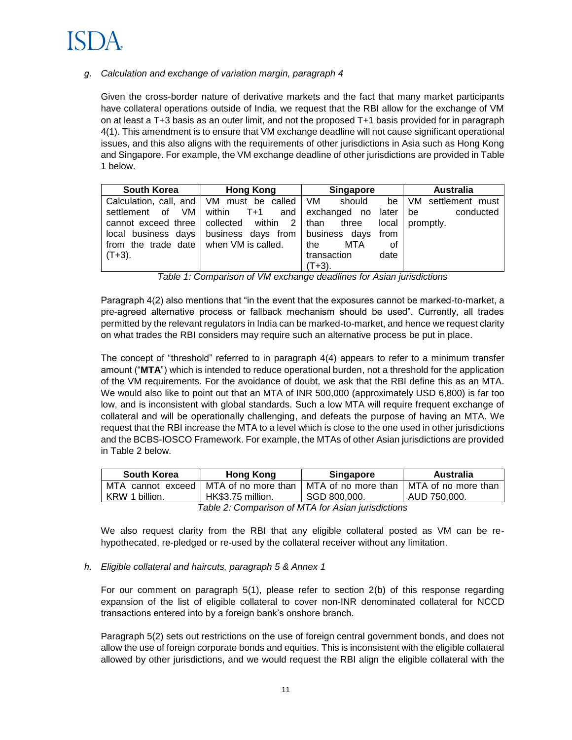*g. Calculation and exchange of variation margin, paragraph 4*

Given the cross-border nature of derivative markets and the fact that many market participants have collateral operations outside of India, we request that the RBI allow for the exchange of VM on at least a T+3 basis as an outer limit, and not the proposed T+1 basis provided for in paragraph 4(1). This amendment is to ensure that VM exchange deadline will not cause significant operational issues, and this also aligns with the requirements of other jurisdictions in Asia such as Hong Kong and Singapore. For example, the VM exchange deadline of other jurisdictions are provided in Table 1 below.

| South Korea | Hong Kong | Singapore | Australia |
|---|---|---|---|
| Calculation, call, and settlement of VM cannot exceed three local business days from the trade date (T+3). | VM must be called within T+1 and collected within 2 business days from when VM is called. | VM should be exchanged no later than three local business days from the MTA of transaction date (T+3). | VM settlement must be conducted promptly. |

*Table 1: Comparison of VM exchange deadlines for Asian jurisdictions*

Paragraph 4(2) also mentions that "in the event that the exposures cannot be marked-to-market, a pre-agreed alternative process or fallback mechanism should be used". Currently, all trades permitted by the relevant regulators in India can be marked-to-market, and hence we request clarity on what trades the RBI considers may require such an alternative process be put in place.

The concept of "threshold" referred to in paragraph 4(4) appears to refer to a minimum transfer amount ("**MTA**") which is intended to reduce operational burden, not a threshold for the application of the VM requirements. For the avoidance of doubt, we ask that the RBI define this as an MTA. We would also like to point out that an MTA of INR 500,000 (approximately USD 6,800) is far too low, and is inconsistent with global standards. Such a low MTA will require frequent exchange of collateral and will be operationally challenging, and defeats the purpose of having an MTA. We request that the RBI increase the MTA to a level which is close to the one used in other jurisdictions and the BCBS-IOSCO Framework. For example, the MTAs of other Asian jurisdictions are provided in Table 2 below.

| South Korea | Hong Kong | Singapore | Australia |
|---|---|---|---|
| MTA cannot exceed KRW 1 billion. | MTA of no more than HK$3.75 million. | MTA of no more than SGD 800,000. | MTA of no more than AUD 750,000. |

*Table 2: Comparison of MTA for Asian jurisdictions*

We also request clarity from the RBI that any eligible collateral posted as VM can be re-hypothecated, re-pledged or re-used by the collateral receiver without any limitation.

*h. Eligible collateral and haircuts, paragraph 5 & Annex 1*

For our comment on paragraph 5(1), please refer to section 2(b) of this response regarding expansion of the list of eligible collateral to cover non-INR denominated collateral for NCCD transactions entered into by a foreign bank's onshore branch.

Paragraph 5(2) sets out restrictions on the use of foreign central government bonds, and does not allow the use of foreign corporate bonds and equities. This is inconsistent with the eligible collateral allowed by other jurisdictions, and we would request the RBI align the eligible collateral with the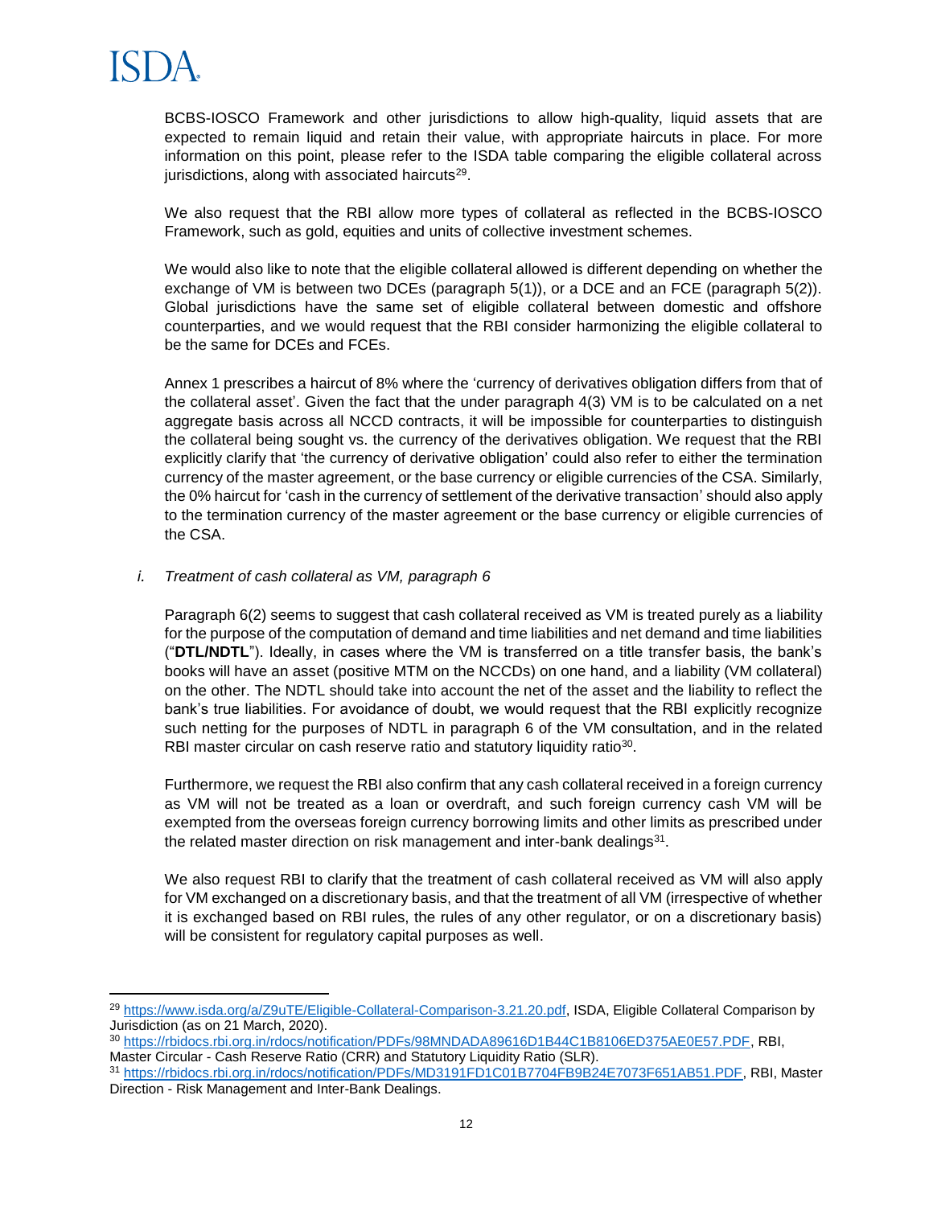BCBS-IOSCO Framework and other jurisdictions to allow high-quality, liquid assets that are expected to remain liquid and retain their value, with appropriate haircuts in place. For more information on this point, please refer to the ISDA table comparing the eligible collateral across jurisdictions, along with associated haircuts[29].

We also request that the RBI allow more types of collateral as reflected in the BCBS-IOSCO Framework, such as gold, equities and units of collective investment schemes.

We would also like to note that the eligible collateral allowed is different depending on whether the exchange of VM is between two DCEs (paragraph 5(1)), or a DCE and an FCE (paragraph 5(2)). Global jurisdictions have the same set of eligible collateral between domestic and offshore counterparties, and we would request that the RBI consider harmonizing the eligible collateral to be the same for DCEs and FCEs.

Annex 1 prescribes a haircut of 8% where the 'currency of derivatives obligation differs from that of the collateral asset'. Given the fact that the under paragraph 4(3) VM is to be calculated on a net aggregate basis across all NCCD contracts, it will be impossible for counterparties to distinguish the collateral being sought vs. the currency of the derivatives obligation. We request that the RBI explicitly clarify that 'the currency of derivative obligation' could also refer to either the termination currency of the master agreement, or the base currency or eligible currencies of the CSA. Similarly, the 0% haircut for 'cash in the currency of settlement of the derivative transaction' should also apply to the termination currency of the master agreement or the base currency or eligible currencies of the CSA.

*i. Treatment of cash collateral as VM, paragraph 6*

Paragraph 6(2) seems to suggest that cash collateral received as VM is treated purely as a liability for the purpose of the computation of demand and time liabilities and net demand and time liabilities ("**DTL/NDTL**"). Ideally, in cases where the VM is transferred on a title transfer basis, the bank's books will have an asset (positive MTM on the NCCDs) on one hand, and a liability (VM collateral) on the other. The NDTL should take into account the net of the asset and the liability to reflect the bank's true liabilities. For avoidance of doubt, we would request that the RBI explicitly recognize such netting for the purposes of NDTL in paragraph 6 of the VM consultation, and in the related RBI master circular on cash reserve ratio and statutory liquidity ratio[30].

Furthermore, we request the RBI also confirm that any cash collateral received in a foreign currency as VM will not be treated as a loan or overdraft, and such foreign currency cash VM will be exempted from the overseas foreign currency borrowing limits and other limits as prescribed under the related master direction on risk management and inter-bank dealings[31].

We also request RBI to clarify that the treatment of cash collateral received as VM will also apply for VM exchanged on a discretionary basis, and that the treatment of all VM (irrespective of whether it is exchanged based on RBI rules, the rules of any other regulator, or on a discretionary basis) will be consistent for regulatory capital purposes as well.

---

[29] https://www.isda.org/a/Z9uTE/Eligible-Collateral-Comparison-3.21.20.pdf, ISDA, Eligible Collateral Comparison by Jurisdiction (as on 21 March, 2020).

[30] https://rbidocs.rbi.org.in/rdocs/notification/PDFs/98MNDADA89616D1B44C1B8106ED375AE0E57.PDF, RBI, Master Circular - Cash Reserve Ratio (CRR) and Statutory Liquidity Ratio (SLR).

[31] https://rbidocs.rbi.org.in/rdocs/notification/PDFs/MD3191FD1C01B7704FB9B24E7073F651AB51.PDF, RBI, Master Direction - Risk Management and Inter-Bank Dealings.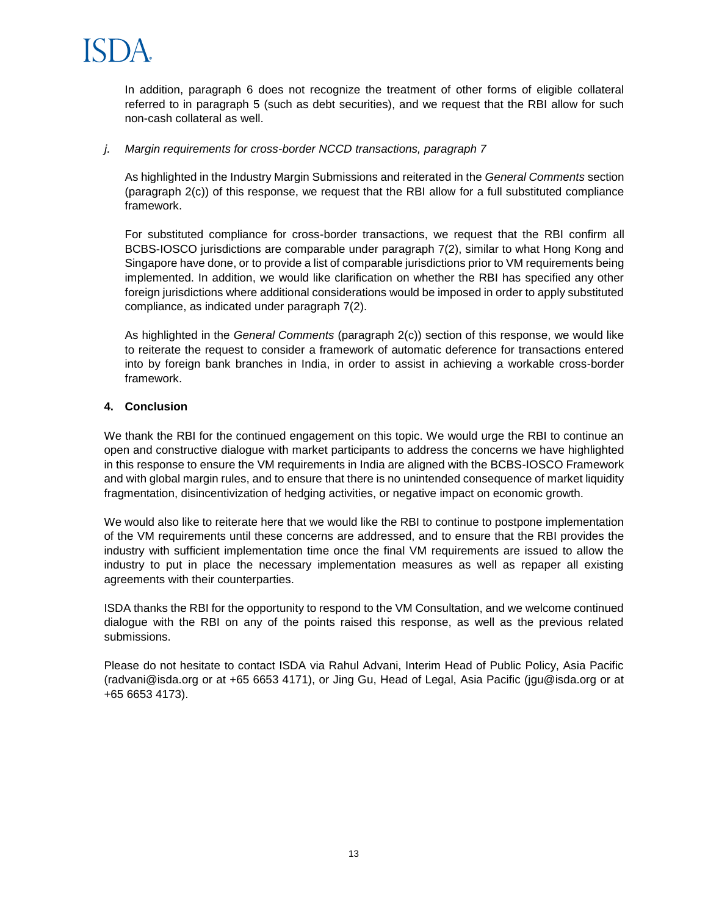In addition, paragraph 6 does not recognize the treatment of other forms of eligible collateral referred to in paragraph 5 (such as debt securities), and we request that the RBI allow for such non-cash collateral as well.

*j. Margin requirements for cross-border NCCD transactions, paragraph 7*

As highlighted in the Industry Margin Submissions and reiterated in the *General Comments* section (paragraph 2(c)) of this response, we request that the RBI allow for a full substituted compliance framework.

For substituted compliance for cross-border transactions, we request that the RBI confirm all BCBS-IOSCO jurisdictions are comparable under paragraph 7(2), similar to what Hong Kong and Singapore have done, or to provide a list of comparable jurisdictions prior to VM requirements being implemented. In addition, we would like clarification on whether the RBI has specified any other foreign jurisdictions where additional considerations would be imposed in order to apply substituted compliance, as indicated under paragraph 7(2).

As highlighted in the *General Comments* (paragraph 2(c)) section of this response, we would like to reiterate the request to consider a framework of automatic deference for transactions entered into by foreign bank branches in India, in order to assist in achieving a workable cross-border framework.

## 4. Conclusion

We thank the RBI for the continued engagement on this topic. We would urge the RBI to continue an open and constructive dialogue with market participants to address the concerns we have highlighted in this response to ensure the VM requirements in India are aligned with the BCBS-IOSCO Framework and with global margin rules, and to ensure that there is no unintended consequence of market liquidity fragmentation, disincentivization of hedging activities, or negative impact on economic growth.

We would also like to reiterate here that we would like the RBI to continue to postpone implementation of the VM requirements until these concerns are addressed, and to ensure that the RBI provides the industry with sufficient implementation time once the final VM requirements are issued to allow the industry to put in place the necessary implementation measures as well as repaper all existing agreements with their counterparties.

ISDA thanks the RBI for the opportunity to respond to the VM Consultation, and we welcome continued dialogue with the RBI on any of the points raised this response, as well as the previous related submissions.

Please do not hesitate to contact ISDA via Rahul Advani, Interim Head of Public Policy, Asia Pacific (radvani@isda.org or at +65 6653 4171), or Jing Gu, Head of Legal, Asia Pacific (jgu@isda.org or at +65 6653 4173).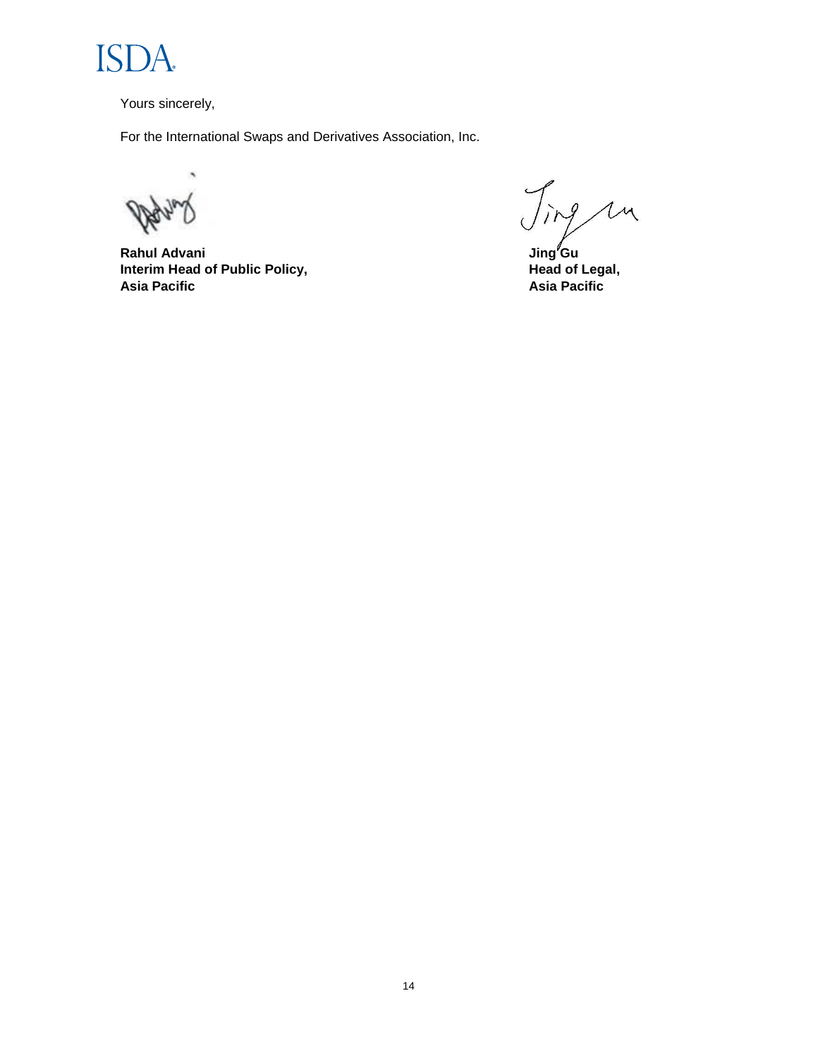Yours sincerely,

For the International Swaps and Derivatives Association, Inc.

**Rahul Advani**
**Interim Head of Public Policy,**
**Asia Pacific**

**Jing Gu**
**Head of Legal,**
**Asia Pacific**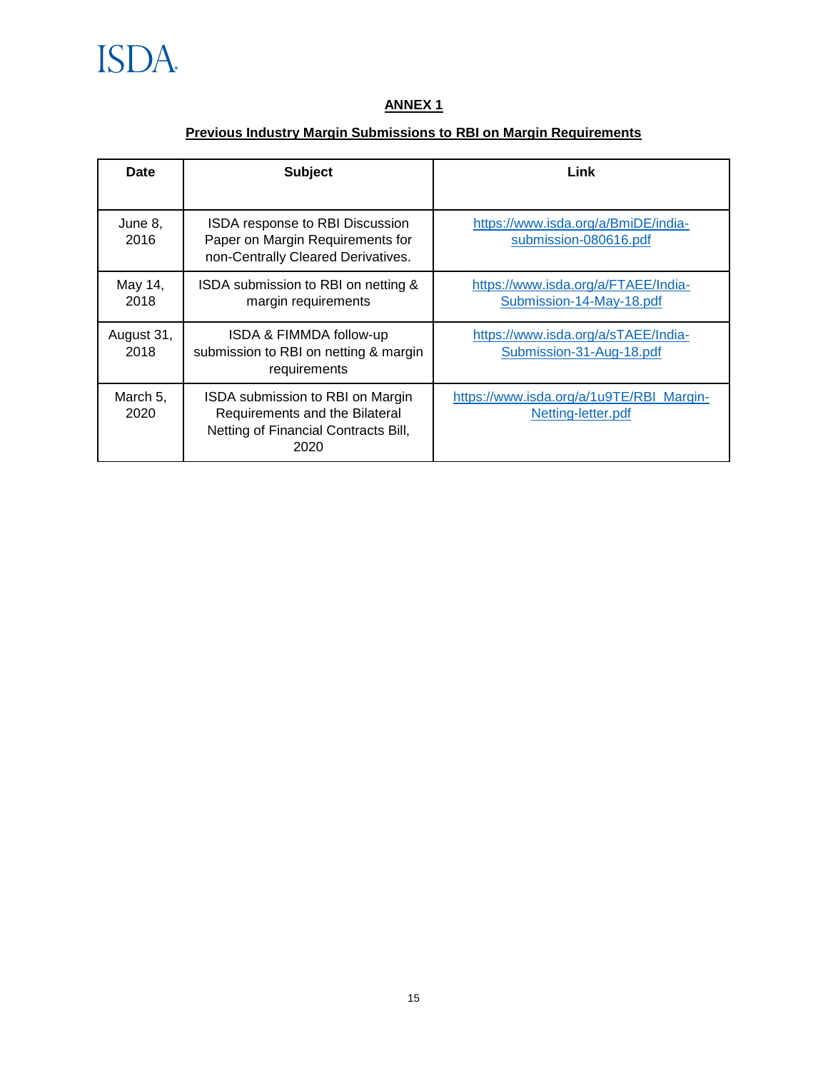## ANNEX 1

### Previous Industry Margin Submissions to RBI on Margin Requirements

| Date | Subject | Link |
|---|---|---|
| June 8, 2016 | ISDA response to RBI Discussion Paper on Margin Requirements for non-Centrally Cleared Derivatives. | https://www.isda.org/a/BmiDE/india-submission-080616.pdf |
| May 14, 2018 | ISDA submission to RBI on netting & margin requirements | https://www.isda.org/a/FTAEE/India-Submission-14-May-18.pdf |
| August 31, 2018 | ISDA & FIMMDA follow-up submission to RBI on netting & margin requirements | https://www.isda.org/a/sTAEE/India-Submission-31-Aug-18.pdf |
| March 5, 2020 | ISDA submission to RBI on Margin Requirements and the Bilateral Netting of Financial Contracts Bill, 2020 | https://www.isda.org/a/1u9TE/RBI_Margin-Netting-letter.pdf |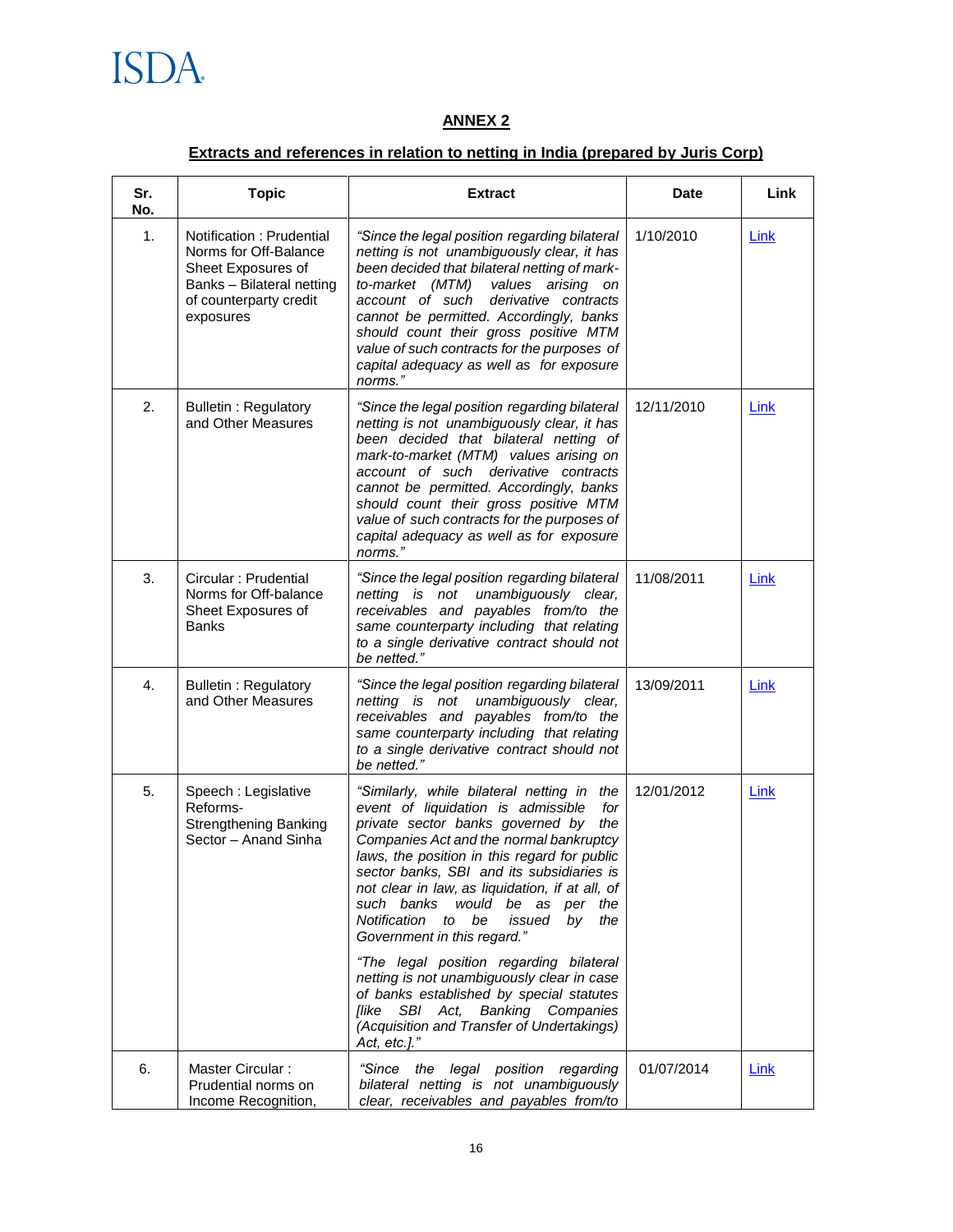## ANNEX 2

### Extracts and references in relation to netting in India (prepared by Juris Corp)

| Sr. No. | Topic | Extract | Date | Link |
|---|---|---|---|---|
| 1. | Notification : Prudential Norms for Off-Balance Sheet Exposures of Banks – Bilateral netting of counterparty credit exposures | *"Since the legal position regarding bilateral netting is not unambiguously clear, it has been decided that bilateral netting of mark-to-market (MTM) values arising on account of such derivative contracts cannot be permitted. Accordingly, banks should count their gross positive MTM value of such contracts for the purposes of capital adequacy as well as for exposure norms."* | 1/10/2010 | Link |
| 2. | Bulletin : Regulatory and Other Measures | *"Since the legal position regarding bilateral netting is not unambiguously clear, it has been decided that bilateral netting of mark-to-market (MTM) values arising on account of such derivative contracts cannot be permitted. Accordingly, banks should count their gross positive MTM value of such contracts for the purposes of capital adequacy as well as for exposure norms."* | 12/11/2010 | Link |
| 3. | Circular : Prudential Norms for Off-balance Sheet Exposures of Banks | *"Since the legal position regarding bilateral netting is not unambiguously clear, receivables and payables from/to the same counterparty including that relating to a single derivative contract should not be netted."* | 11/08/2011 | Link |
| 4. | Bulletin : Regulatory and Other Measures | *"Since the legal position regarding bilateral netting is not unambiguously clear, receivables and payables from/to the same counterparty including that relating to a single derivative contract should not be netted."* | 13/09/2011 | Link |
| 5. | Speech : Legislative Reforms- Strengthening Banking Sector – Anand Sinha | *"Similarly, while bilateral netting in the event of liquidation is admissible for private sector banks governed by the Companies Act and the normal bankruptcy laws, the position in this regard for public sector banks, SBI and its subsidiaries is not clear in law, as liquidation, if at all, of such banks would be as per the Notification to be issued by the Government in this regard."* <br><br> *"The legal position regarding bilateral netting is not unambiguously clear in case of banks established by special statutes [like SBI Act, Banking Companies (Acquisition and Transfer of Undertakings) Act, etc.]."* | 12/01/2012 | Link |
| 6. | Master Circular : Prudential norms on Income Recognition, | *"Since the legal position regarding bilateral netting is not unambiguously clear, receivables and payables from/to* | 01/07/2014 | Link |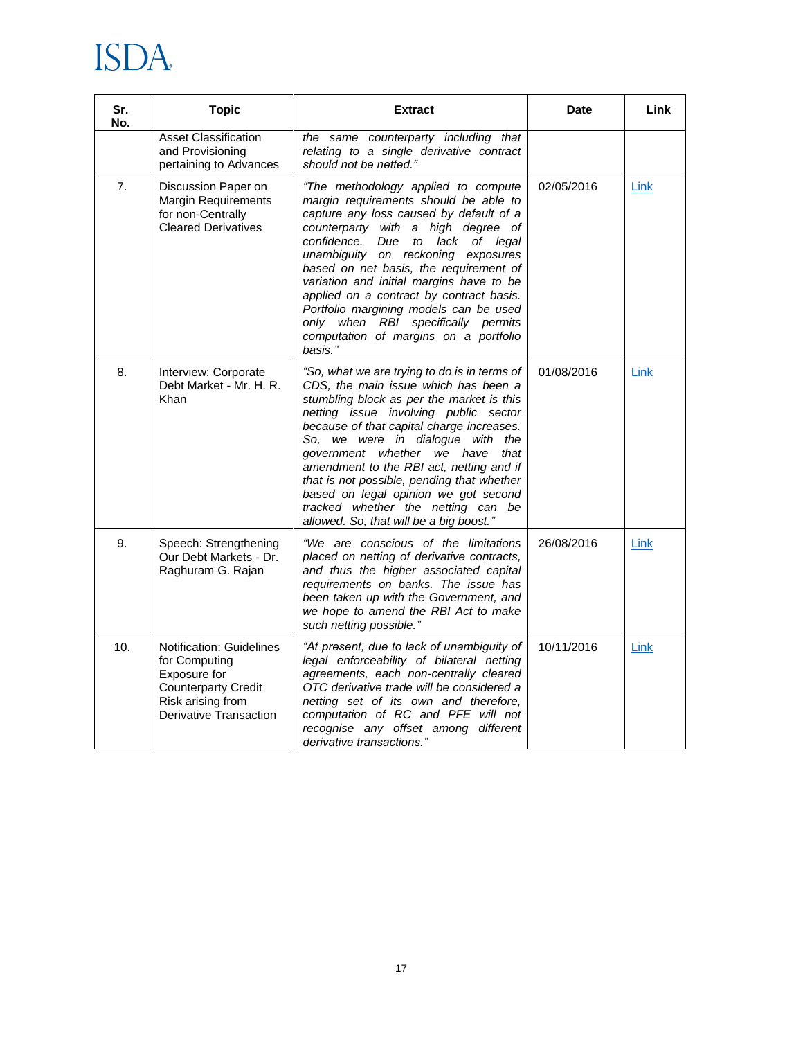| Sr. No. | Topic | Extract | Date | Link |
|---|---|---|---|---|
| | Asset Classification and Provisioning pertaining to Advances | *the same counterparty including that relating to a single derivative contract should not be netted."* | | |
| 7. | Discussion Paper on Margin Requirements for non-Centrally Cleared Derivatives | *"The methodology applied to compute margin requirements should be able to capture any loss caused by default of a counterparty with a high degree of confidence. Due to lack of legal unambiguity on reckoning exposures based on net basis, the requirement of variation and initial margins have to be applied on a contract by contract basis. Portfolio margining models can be used only when RBI specifically permits computation of margins on a portfolio basis."* | 02/05/2016 | Link |
| 8. | Interview: Corporate Debt Market - Mr. H. R. Khan | *"So, what we are trying to do is in terms of CDS, the main issue which has been a stumbling block as per the market is this netting issue involving public sector because of that capital charge increases. So, we were in dialogue with the government whether we have that amendment to the RBI act, netting and if that is not possible, pending that whether based on legal opinion we got second tracked whether the netting can be allowed. So, that will be a big boost."* | 01/08/2016 | Link |
| 9. | Speech: Strengthening Our Debt Markets - Dr. Raghuram G. Rajan | *"We are conscious of the limitations placed on netting of derivative contracts, and thus the higher associated capital requirements on banks. The issue has been taken up with the Government, and we hope to amend the RBI Act to make such netting possible."* | 26/08/2016 | Link |
| 10. | Notification: Guidelines for Computing Exposure for Counterparty Credit Risk arising from Derivative Transaction | *"At present, due to lack of unambiguity of legal enforceability of bilateral netting agreements, each non-centrally cleared OTC derivative trade will be considered a netting set of its own and therefore, computation of RC and PFE will not recognise any offset among different derivative transactions."* | 10/11/2016 | Link |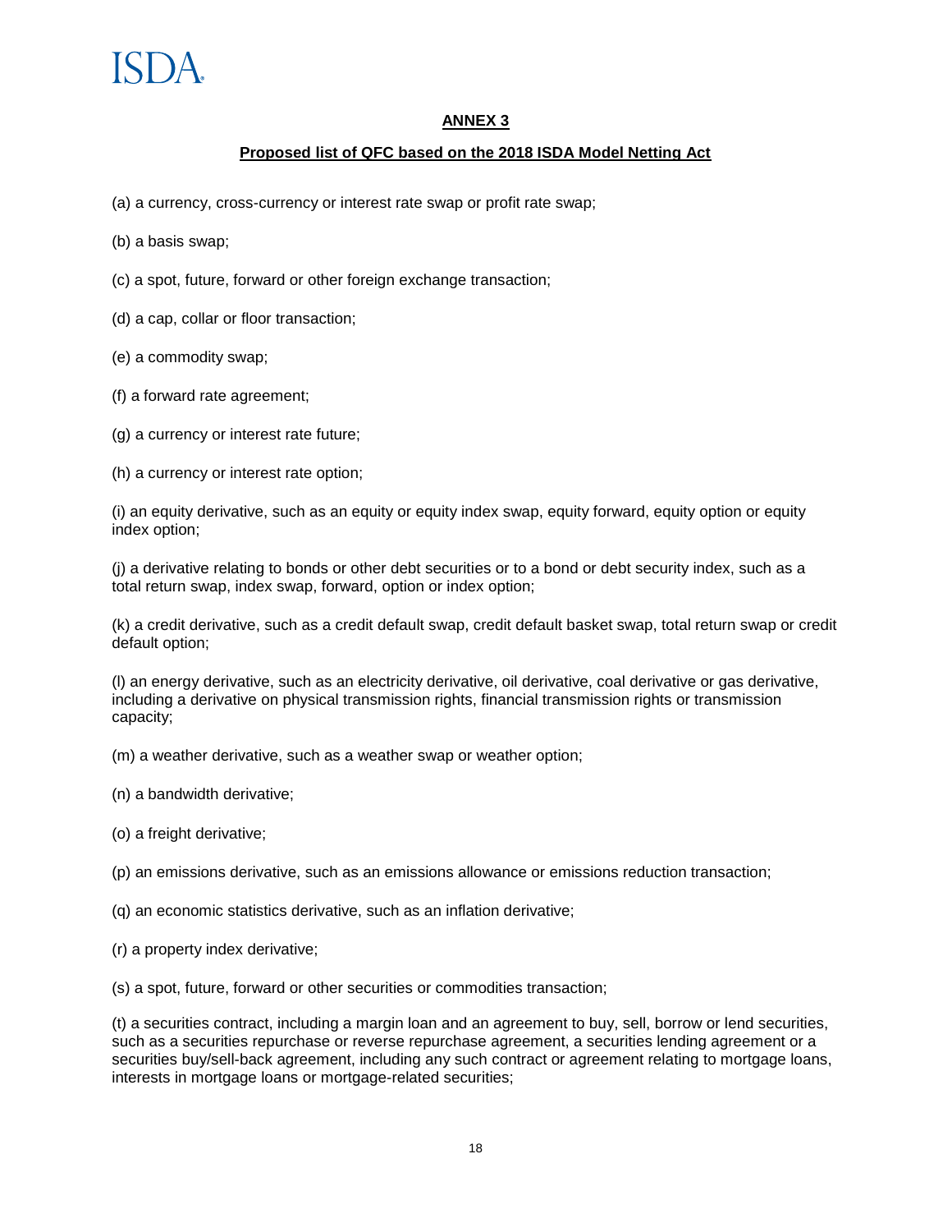## ANNEX 3

### Proposed list of QFC based on the 2018 ISDA Model Netting Act

(a) a currency, cross-currency or interest rate swap or profit rate swap;

(b) a basis swap;

(c) a spot, future, forward or other foreign exchange transaction;

(d) a cap, collar or floor transaction;

(e) a commodity swap;

(f) a forward rate agreement;

(g) a currency or interest rate future;

(h) a currency or interest rate option;

(i) an equity derivative, such as an equity or equity index swap, equity forward, equity option or equity index option;

(j) a derivative relating to bonds or other debt securities or to a bond or debt security index, such as a total return swap, index swap, forward, option or index option;

(k) a credit derivative, such as a credit default swap, credit default basket swap, total return swap or credit default option;

(l) an energy derivative, such as an electricity derivative, oil derivative, coal derivative or gas derivative, including a derivative on physical transmission rights, financial transmission rights or transmission capacity;

(m) a weather derivative, such as a weather swap or weather option;

(n) a bandwidth derivative;

(o) a freight derivative;

(p) an emissions derivative, such as an emissions allowance or emissions reduction transaction;

(q) an economic statistics derivative, such as an inflation derivative;

(r) a property index derivative;

(s) a spot, future, forward or other securities or commodities transaction;

(t) a securities contract, including a margin loan and an agreement to buy, sell, borrow or lend securities, such as a securities repurchase or reverse repurchase agreement, a securities lending agreement or a securities buy/sell-back agreement, including any such contract or agreement relating to mortgage loans, interests in mortgage loans or mortgage-related securities;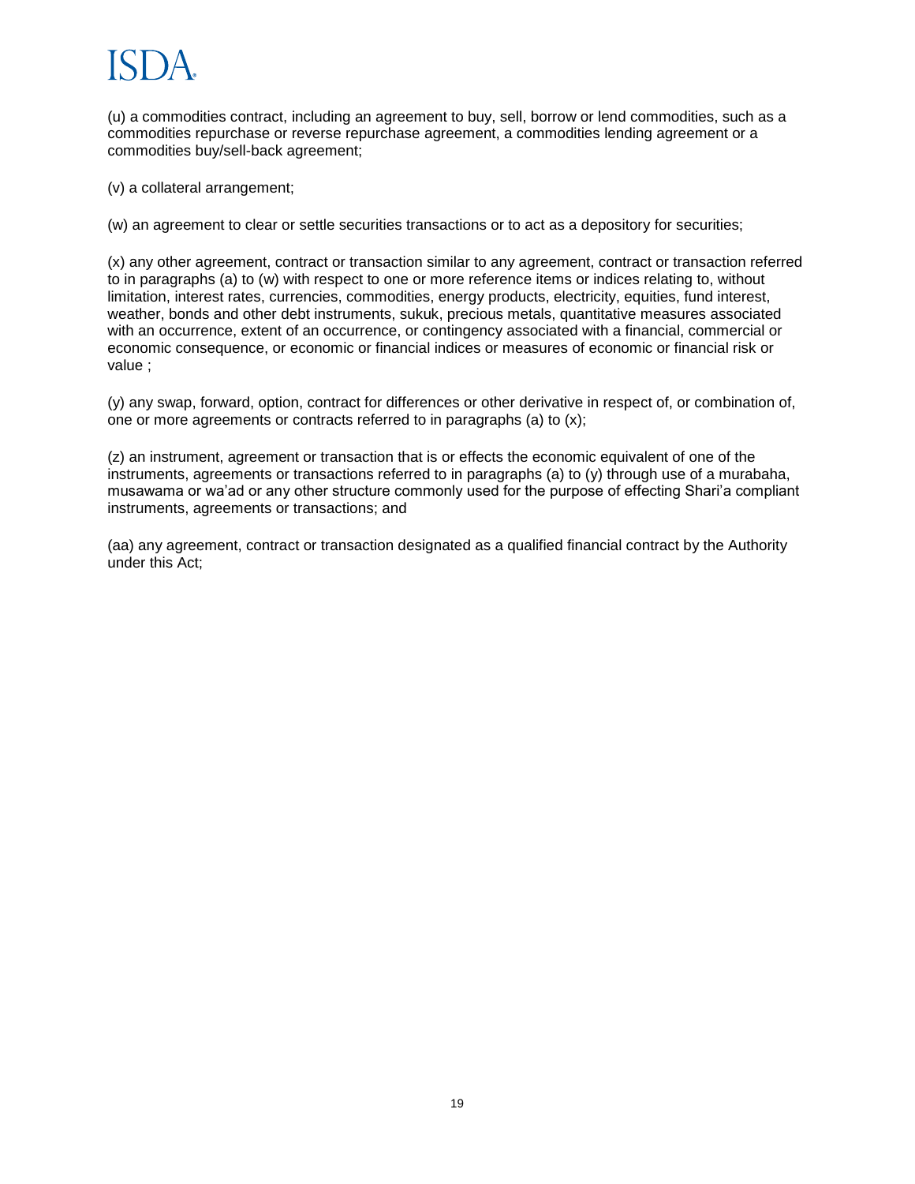(u) a commodities contract, including an agreement to buy, sell, borrow or lend commodities, such as a commodities repurchase or reverse repurchase agreement, a commodities lending agreement or a commodities buy/sell-back agreement;

(v) a collateral arrangement;

(w) an agreement to clear or settle securities transactions or to act as a depository for securities;

(x) any other agreement, contract or transaction similar to any agreement, contract or transaction referred to in paragraphs (a) to (w) with respect to one or more reference items or indices relating to, without limitation, interest rates, currencies, commodities, energy products, electricity, equities, fund interest, weather, bonds and other debt instruments, sukuk, precious metals, quantitative measures associated with an occurrence, extent of an occurrence, or contingency associated with a financial, commercial or economic consequence, or economic or financial indices or measures of economic or financial risk or value ;

(y) any swap, forward, option, contract for differences or other derivative in respect of, or combination of, one or more agreements or contracts referred to in paragraphs (a) to (x);

(z) an instrument, agreement or transaction that is or effects the economic equivalent of one of the instruments, agreements or transactions referred to in paragraphs (a) to (y) through use of a murabaha, musawama or wa'ad or any other structure commonly used for the purpose of effecting Shari'a compliant instruments, agreements or transactions; and

(aa) any agreement, contract or transaction designated as a qualified financial contract by the Authority under this Act;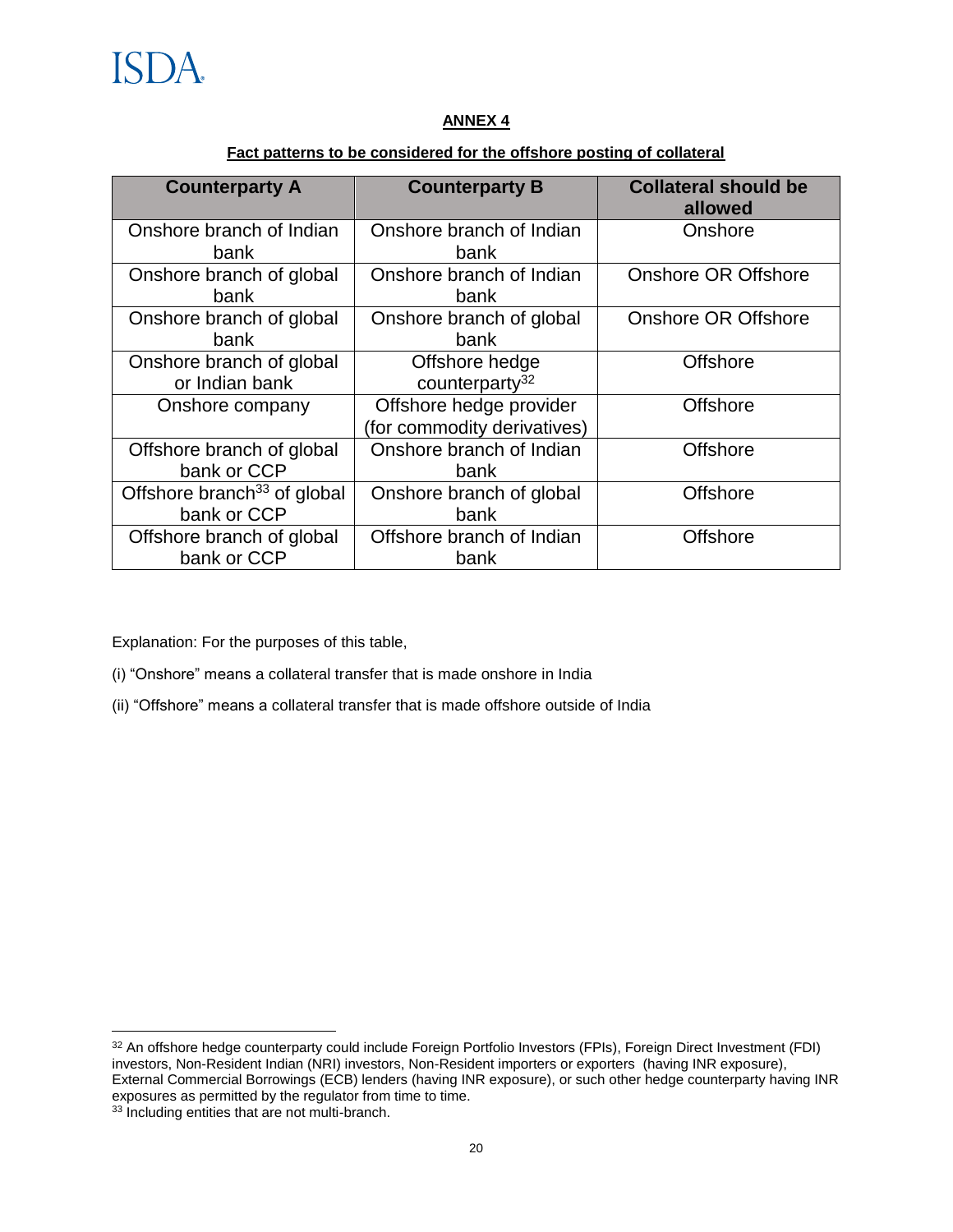## ANNEX 4

### Fact patterns to be considered for the offshore posting of collateral

| Counterparty A | Counterparty B | Collateral should be allowed |
|---|---|---|
| Onshore branch of Indian bank | Onshore branch of Indian bank | Onshore |
| Onshore branch of global bank | Onshore branch of Indian bank | Onshore OR Offshore |
| Onshore branch of global bank | Onshore branch of global bank | Onshore OR Offshore |
| Onshore branch of global or Indian bank | Offshore hedge counterparty[32] | Offshore |
| Onshore company | Offshore hedge provider (for commodity derivatives) | Offshore |
| Offshore branch of global bank or CCP | Onshore branch of Indian bank | Offshore |
| Offshore branch[33] of global bank or CCP | Onshore branch of global bank | Offshore |
| Offshore branch of global bank or CCP | Offshore branch of Indian bank | Offshore |

Explanation: For the purposes of this table,

(i) "Onshore" means a collateral transfer that is made onshore in India

(ii) "Offshore" means a collateral transfer that is made offshore outside of India

---

[32] An offshore hedge counterparty could include Foreign Portfolio Investors (FPIs), Foreign Direct Investment (FDI) investors, Non-Resident Indian (NRI) investors, Non-Resident importers or exporters (having INR exposure), External Commercial Borrowings (ECB) lenders (having INR exposure), or such other hedge counterparty having INR exposures as permitted by the regulator from time to time.

[33] Including entities that are not multi-branch.